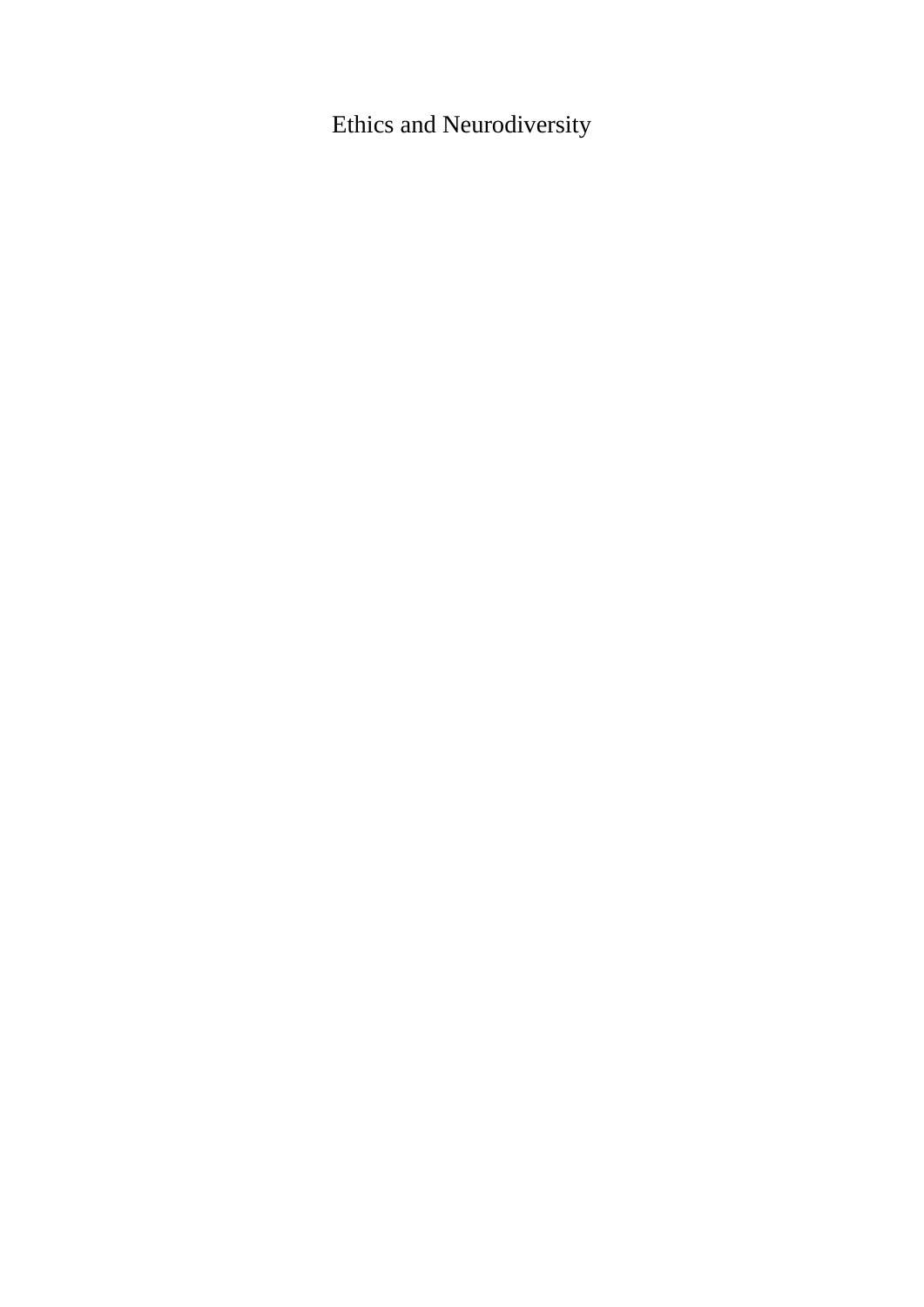# Ethics and Neurodiversity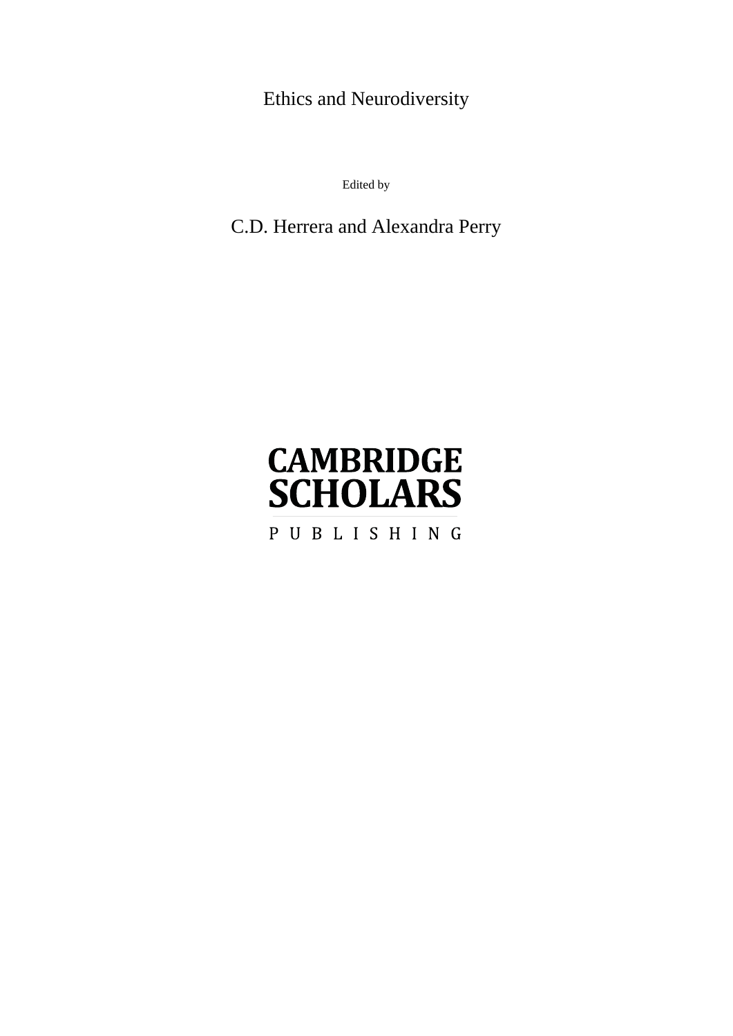# Ethics and Neurodiversity

Edited by

C.D. Herrera and Alexandra Perry

CAMBRIDGE SCHOLARS

PUBLISHING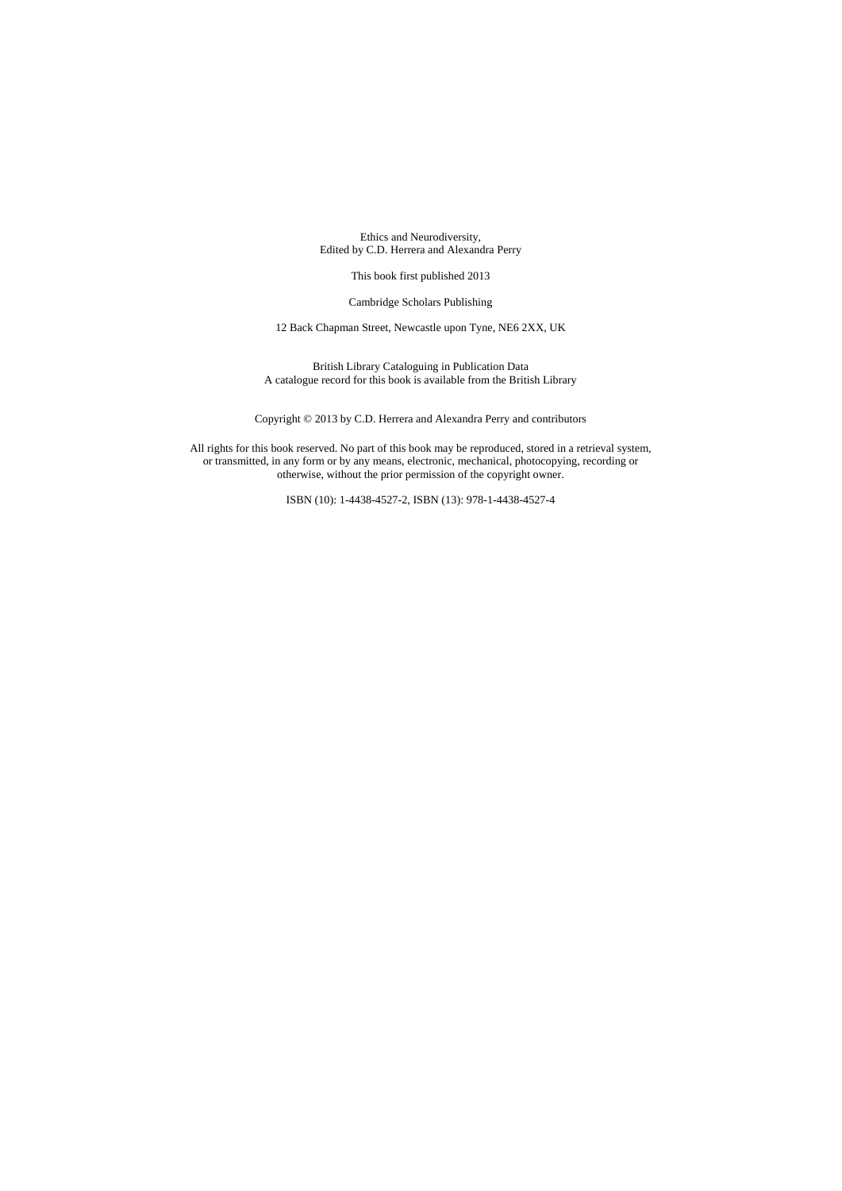Ethics and Neurodiversity,
Edited by C.D. Herrera and Alexandra Perry

This book first published 2013

Cambridge Scholars Publishing

12 Back Chapman Street, Newcastle upon Tyne, NE6 2XX, UK

British Library Cataloguing in Publication Data
A catalogue record for this book is available from the British Library

Copyright © 2013 by C.D. Herrera and Alexandra Perry and contributors

All rights for this book reserved. No part of this book may be reproduced, stored in a retrieval system, or transmitted, in any form or by any means, electronic, mechanical, photocopying, recording or otherwise, without the prior permission of the copyright owner.

ISBN (10): 1-4438-4527-2, ISBN (13): 978-1-4438-4527-4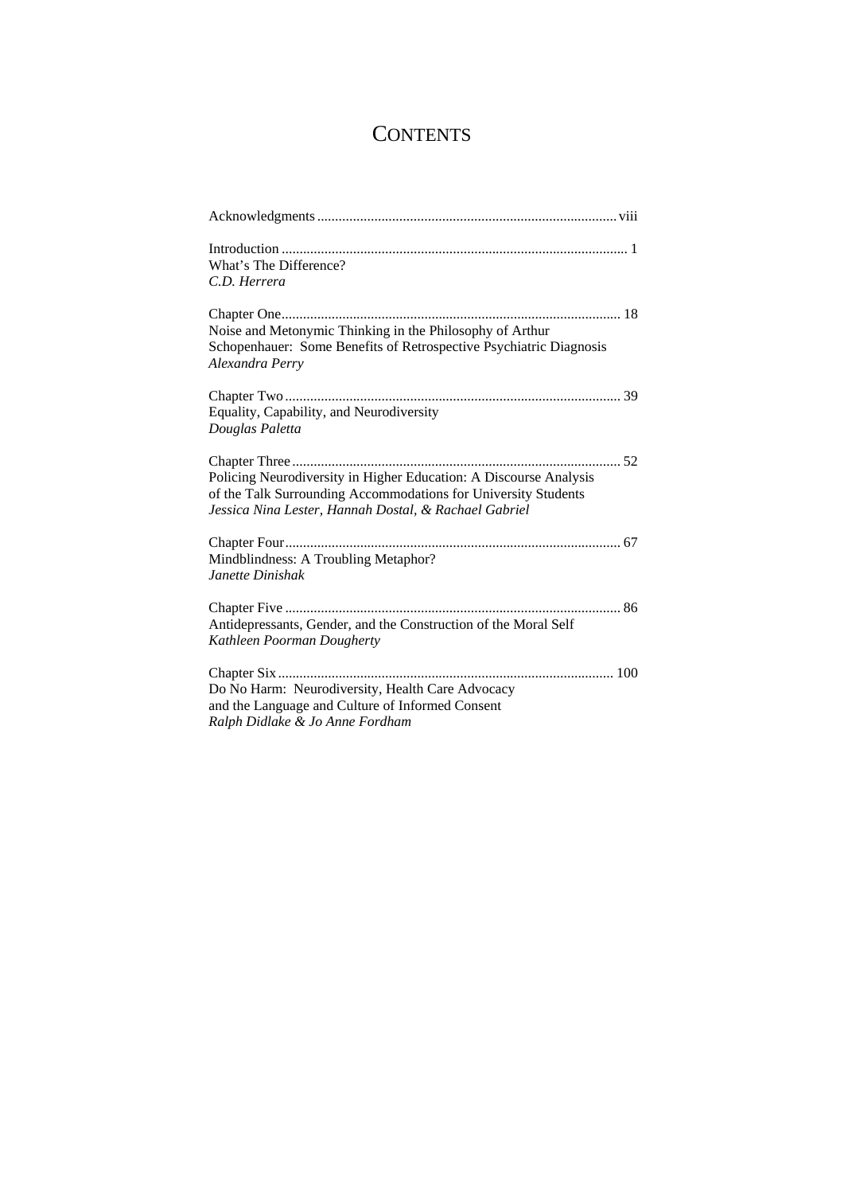# CONTENTS

Acknowledgments .................................................................................. viii

Introduction ............................................................................................... 1
What's The Difference?
*C.D. Herrera*

Chapter One.............................................................................................. 18
Noise and Metonymic Thinking in the Philosophy of Arthur Schopenhauer: Some Benefits of Retrospective Psychiatric Diagnosis
*Alexandra Perry*

Chapter Two ............................................................................................. 39
Equality, Capability, and Neurodiversity
*Douglas Paletta*

Chapter Three ........................................................................................... 52
Policing Neurodiversity in Higher Education: A Discourse Analysis of the Talk Surrounding Accommodations for University Students
*Jessica Nina Lester, Hannah Dostal, & Rachael Gabriel*

Chapter Four............................................................................................. 67
Mindblindness: A Troubling Metaphor?
*Janette Dinishak*

Chapter Five ............................................................................................. 86
Antidepressants, Gender, and the Construction of the Moral Self
*Kathleen Poorman Dougherty*

Chapter Six ............................................................................................. 100
Do No Harm: Neurodiversity, Health Care Advocacy and the Language and Culture of Informed Consent
*Ralph Didlake & Jo Anne Fordham*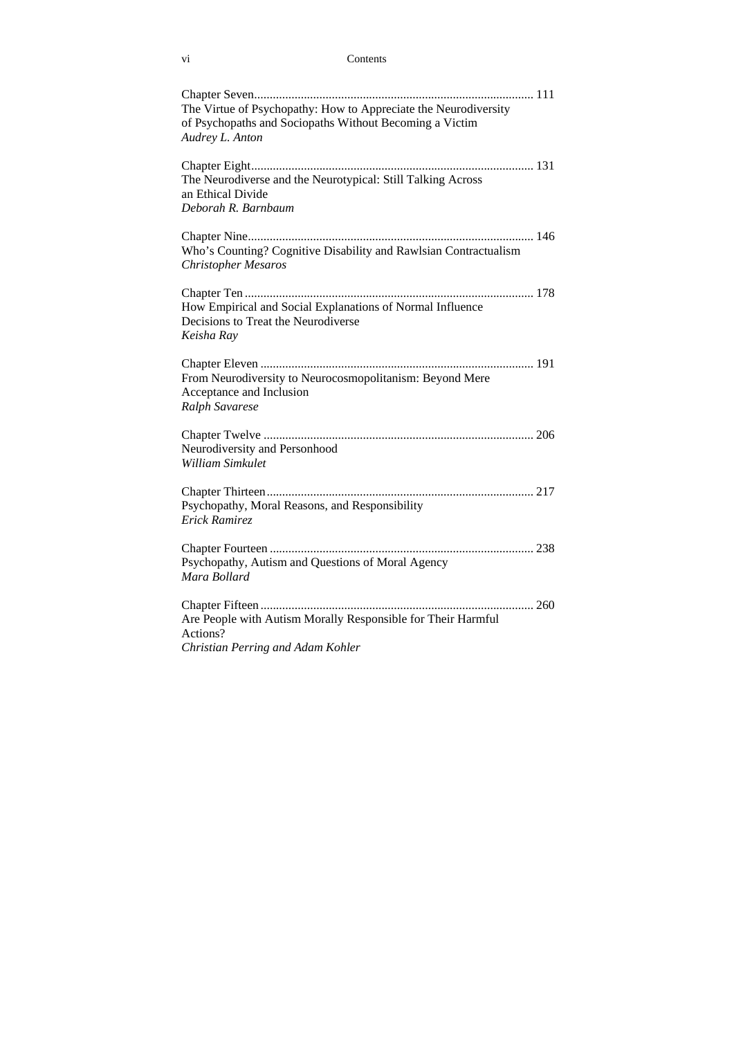Chapter Seven ........................................................................................ 111
The Virtue of Psychopathy: How to Appreciate the Neurodiversity of Psychopaths and Sociopaths Without Becoming a Victim
*Audrey L. Anton*

Chapter Eight ........................................................................................ 131
The Neurodiverse and the Neurotypical: Still Talking Across an Ethical Divide
*Deborah R. Barnbaum*

Chapter Nine ........................................................................................ 146
Who's Counting? Cognitive Disability and Rawlsian Contractualism
*Christopher Mesaros*

Chapter Ten ........................................................................................ 178
How Empirical and Social Explanations of Normal Influence Decisions to Treat the Neurodiverse
*Keisha Ray*

Chapter Eleven ........................................................................................ 191
From Neurodiversity to Neurocosmopolitanism: Beyond Mere Acceptance and Inclusion
*Ralph Savarese*

Chapter Twelve ........................................................................................ 206
Neurodiversity and Personhood
*William Simkulet*

Chapter Thirteen ........................................................................................ 217
Psychopathy, Moral Reasons, and Responsibility
*Erick Ramirez*

Chapter Fourteen ........................................................................................ 238
Psychopathy, Autism and Questions of Moral Agency
*Mara Bollard*

Chapter Fifteen ........................................................................................ 260
Are People with Autism Morally Responsible for Their Harmful Actions?
*Christian Perring and Adam Kohler*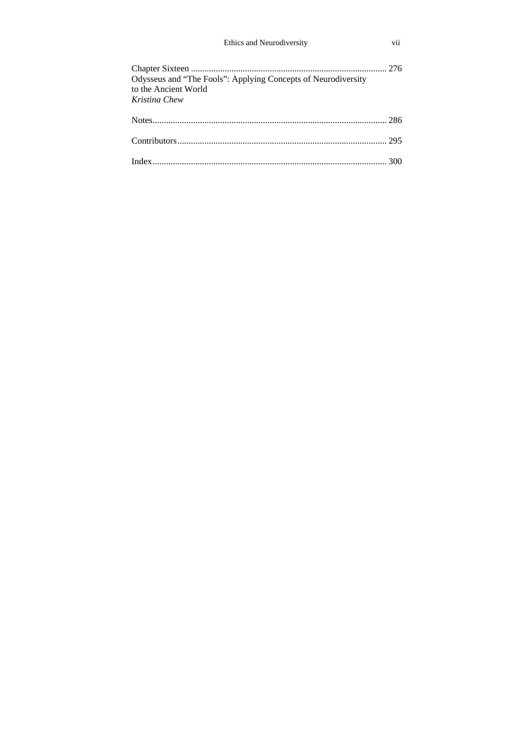Chapter Sixteen ........................................................................................ 276
Odysseus and "The Fools": Applying Concepts of Neurodiversity to the Ancient World
*Kristina Chew*

Notes........................................................................................................ 286

Contributors............................................................................................. 295

Index........................................................................................................ 300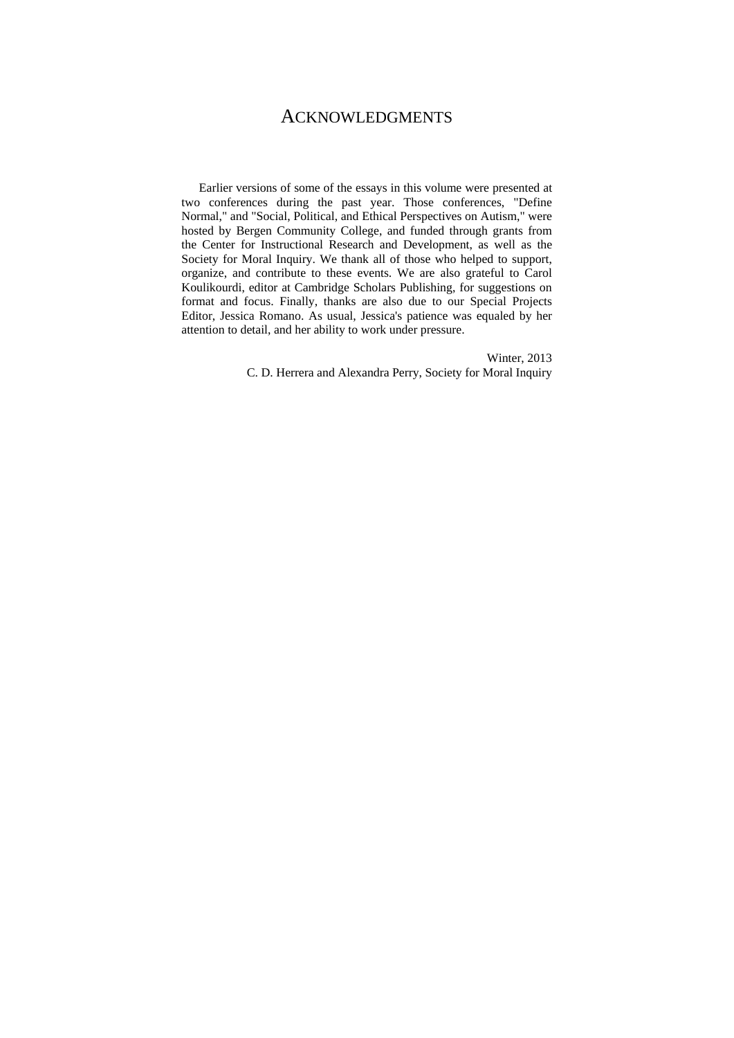# ACKNOWLEDGMENTS

Earlier versions of some of the essays in this volume were presented at two conferences during the past year. Those conferences, "Define Normal," and "Social, Political, and Ethical Perspectives on Autism," were hosted by Bergen Community College, and funded through grants from the Center for Instructional Research and Development, as well as the Society for Moral Inquiry. We thank all of those who helped to support, organize, and contribute to these events. We are also grateful to Carol Koulikourdi, editor at Cambridge Scholars Publishing, for suggestions on format and focus. Finally, thanks are also due to our Special Projects Editor, Jessica Romano. As usual, Jessica's patience was equaled by her attention to detail, and her ability to work under pressure.

Winter, 2013
C. D. Herrera and Alexandra Perry, Society for Moral Inquiry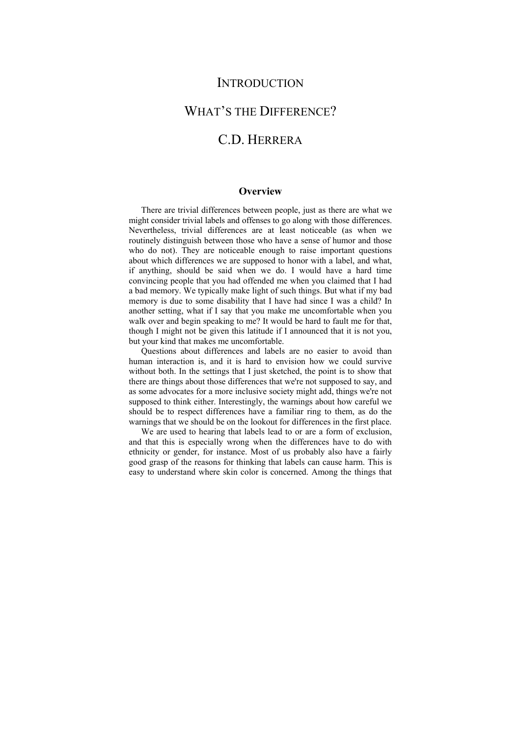# INTRODUCTION

# WHAT'S THE DIFFERENCE?

# C.D. HERRERA

## Overview

There are trivial differences between people, just as there are what we might consider trivial labels and offenses to go along with those differences. Nevertheless, trivial differences are at least noticeable (as when we routinely distinguish between those who have a sense of humor and those who do not). They are noticeable enough to raise important questions about which differences we are supposed to honor with a label, and what, if anything, should be said when we do. I would have a hard time convincing people that you had offended me when you claimed that I had a bad memory. We typically make light of such things. But what if my bad memory is due to some disability that I have had since I was a child? In another setting, what if I say that you make me uncomfortable when you walk over and begin speaking to me? It would be hard to fault me for that, though I might not be given this latitude if I announced that it is not you, but your kind that makes me uncomfortable.

Questions about differences and labels are no easier to avoid than human interaction is, and it is hard to envision how we could survive without both. In the settings that I just sketched, the point is to show that there are things about those differences that we're not supposed to say, and as some advocates for a more inclusive society might add, things we're not supposed to think either. Interestingly, the warnings about how careful we should be to respect differences have a familiar ring to them, as do the warnings that we should be on the lookout for differences in the first place.

We are used to hearing that labels lead to or are a form of exclusion, and that this is especially wrong when the differences have to do with ethnicity or gender, for instance. Most of us probably also have a fairly good grasp of the reasons for thinking that labels can cause harm. This is easy to understand where skin color is concerned. Among the things that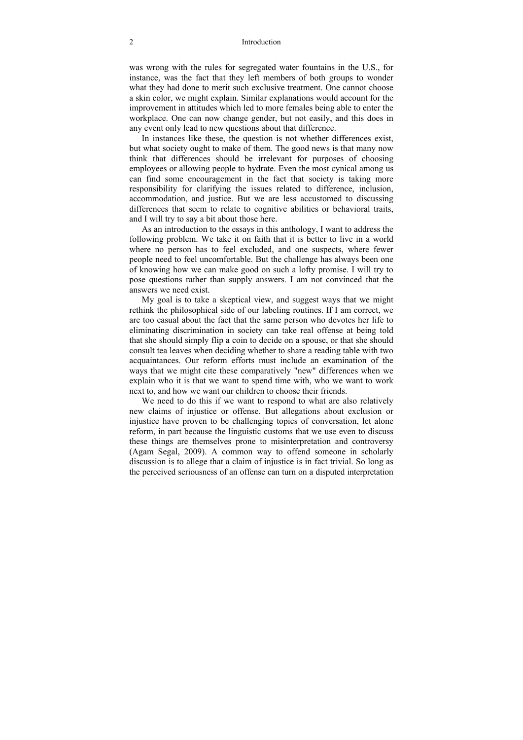was wrong with the rules for segregated water fountains in the U.S., for instance, was the fact that they left members of both groups to wonder what they had done to merit such exclusive treatment. One cannot choose a skin color, we might explain. Similar explanations would account for the improvement in attitudes which led to more females being able to enter the workplace. One can now change gender, but not easily, and this does in any event only lead to new questions about that difference.

In instances like these, the question is not whether differences exist, but what society ought to make of them. The good news is that many now think that differences should be irrelevant for purposes of choosing employees or allowing people to hydrate. Even the most cynical among us can find some encouragement in the fact that society is taking more responsibility for clarifying the issues related to difference, inclusion, accommodation, and justice. But we are less accustomed to discussing differences that seem to relate to cognitive abilities or behavioral traits, and I will try to say a bit about those here.

As an introduction to the essays in this anthology, I want to address the following problem. We take it on faith that it is better to live in a world where no person has to feel excluded, and one suspects, where fewer people need to feel uncomfortable. But the challenge has always been one of knowing how we can make good on such a lofty promise. I will try to pose questions rather than supply answers. I am not convinced that the answers we need exist.

My goal is to take a skeptical view, and suggest ways that we might rethink the philosophical side of our labeling routines. If I am correct, we are too casual about the fact that the same person who devotes her life to eliminating discrimination in society can take real offense at being told that she should simply flip a coin to decide on a spouse, or that she should consult tea leaves when deciding whether to share a reading table with two acquaintances. Our reform efforts must include an examination of the ways that we might cite these comparatively "new" differences when we explain who it is that we want to spend time with, who we want to work next to, and how we want our children to choose their friends.

We need to do this if we want to respond to what are also relatively new claims of injustice or offense. But allegations about exclusion or injustice have proven to be challenging topics of conversation, let alone reform, in part because the linguistic customs that we use even to discuss these things are themselves prone to misinterpretation and controversy (Agam Segal, 2009). A common way to offend someone in scholarly discussion is to allege that a claim of injustice is in fact trivial. So long as the perceived seriousness of an offense can turn on a disputed interpretation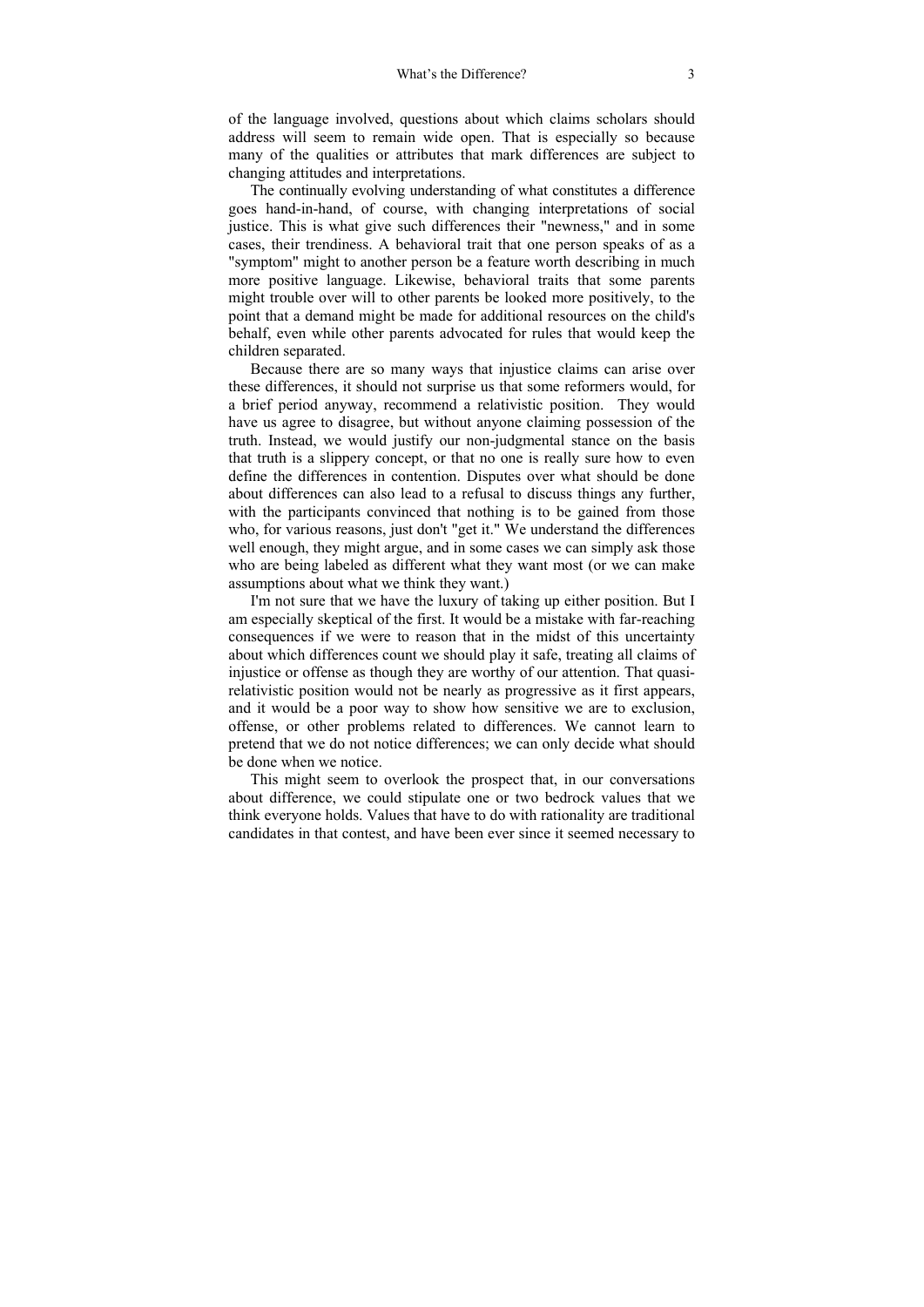of the language involved, questions about which claims scholars should address will seem to remain wide open. That is especially so because many of the qualities or attributes that mark differences are subject to changing attitudes and interpretations.

The continually evolving understanding of what constitutes a difference goes hand-in-hand, of course, with changing interpretations of social justice. This is what give such differences their "newness," and in some cases, their trendiness. A behavioral trait that one person speaks of as a "symptom" might to another person be a feature worth describing in much more positive language. Likewise, behavioral traits that some parents might trouble over will to other parents be looked more positively, to the point that a demand might be made for additional resources on the child's behalf, even while other parents advocated for rules that would keep the children separated.

Because there are so many ways that injustice claims can arise over these differences, it should not surprise us that some reformers would, for a brief period anyway, recommend a relativistic position. They would have us agree to disagree, but without anyone claiming possession of the truth. Instead, we would justify our non-judgmental stance on the basis that truth is a slippery concept, or that no one is really sure how to even define the differences in contention. Disputes over what should be done about differences can also lead to a refusal to discuss things any further, with the participants convinced that nothing is to be gained from those who, for various reasons, just don't "get it." We understand the differences well enough, they might argue, and in some cases we can simply ask those who are being labeled as different what they want most (or we can make assumptions about what we think they want.)

I'm not sure that we have the luxury of taking up either position. But I am especially skeptical of the first. It would be a mistake with far-reaching consequences if we were to reason that in the midst of this uncertainty about which differences count we should play it safe, treating all claims of injustice or offense as though they are worthy of our attention. That quasi-relativistic position would not be nearly as progressive as it first appears, and it would be a poor way to show how sensitive we are to exclusion, offense, or other problems related to differences. We cannot learn to pretend that we do not notice differences; we can only decide what should be done when we notice.

This might seem to overlook the prospect that, in our conversations about difference, we could stipulate one or two bedrock values that we think everyone holds. Values that have to do with rationality are traditional candidates in that contest, and have been ever since it seemed necessary to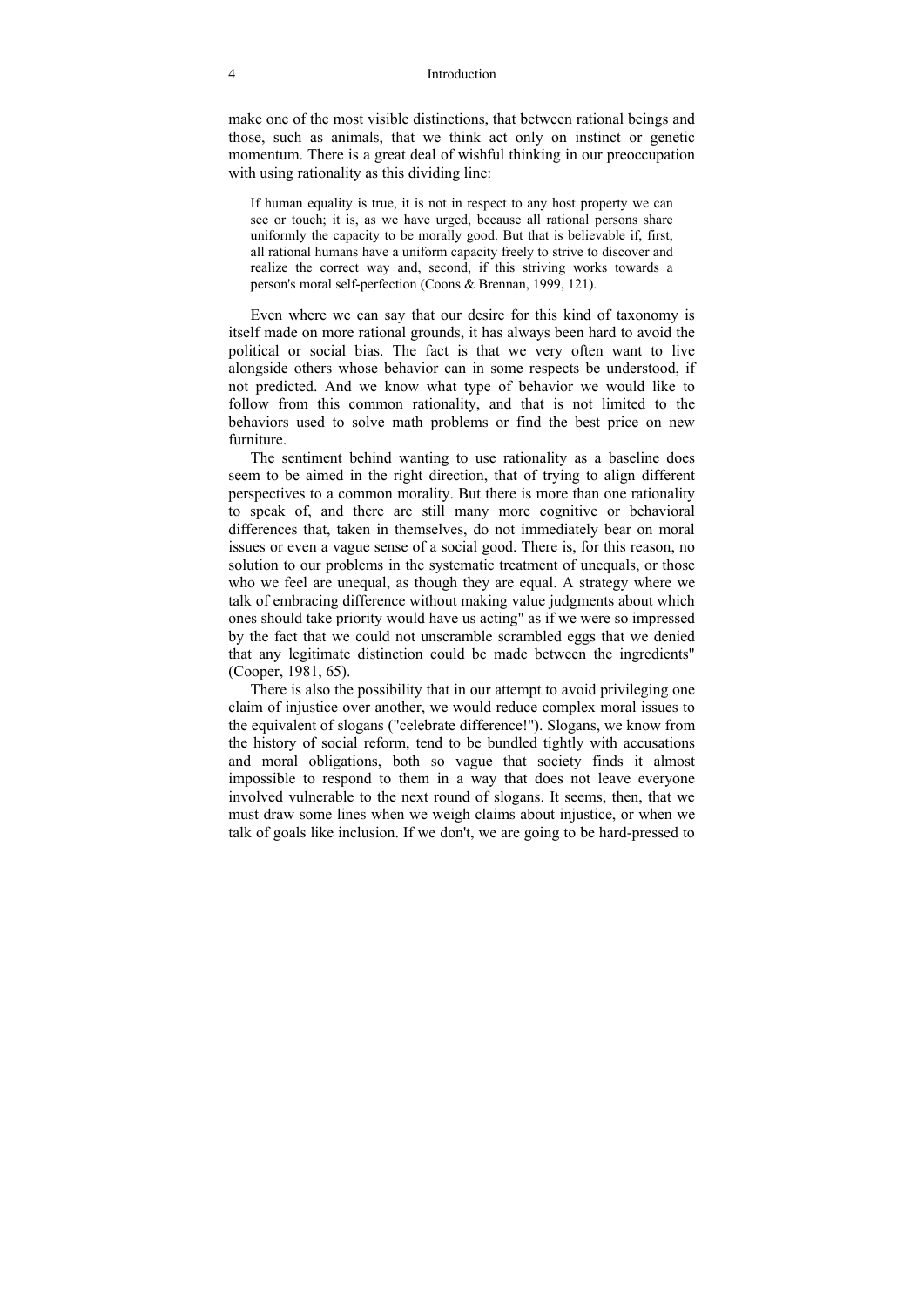make one of the most visible distinctions, that between rational beings and those, such as animals, that we think act only on instinct or genetic momentum. There is a great deal of wishful thinking in our preoccupation with using rationality as this dividing line:

> If human equality is true, it is not in respect to any host property we can see or touch; it is, as we have urged, because all rational persons share uniformly the capacity to be morally good. But that is believable if, first, all rational humans have a uniform capacity freely to strive to discover and realize the correct way and, second, if this striving works towards a person's moral self-perfection (Coons & Brennan, 1999, 121).

Even where we can say that our desire for this kind of taxonomy is itself made on more rational grounds, it has always been hard to avoid the political or social bias. The fact is that we very often want to live alongside others whose behavior can in some respects be understood, if not predicted. And we know what type of behavior we would like to follow from this common rationality, and that is not limited to the behaviors used to solve math problems or find the best price on new furniture.

The sentiment behind wanting to use rationality as a baseline does seem to be aimed in the right direction, that of trying to align different perspectives to a common morality. But there is more than one rationality to speak of, and there are still many more cognitive or behavioral differences that, taken in themselves, do not immediately bear on moral issues or even a vague sense of a social good. There is, for this reason, no solution to our problems in the systematic treatment of unequals, or those who we feel are unequal, as though they are equal. A strategy where we talk of embracing difference without making value judgments about which ones should take priority would have us acting" as if we were so impressed by the fact that we could not unscramble scrambled eggs that we denied that any legitimate distinction could be made between the ingredients" (Cooper, 1981, 65).

There is also the possibility that in our attempt to avoid privileging one claim of injustice over another, we would reduce complex moral issues to the equivalent of slogans ("celebrate difference!"). Slogans, we know from the history of social reform, tend to be bundled tightly with accusations and moral obligations, both so vague that society finds it almost impossible to respond to them in a way that does not leave everyone involved vulnerable to the next round of slogans. It seems, then, that we must draw some lines when we weigh claims about injustice, or when we talk of goals like inclusion. If we don't, we are going to be hard-pressed to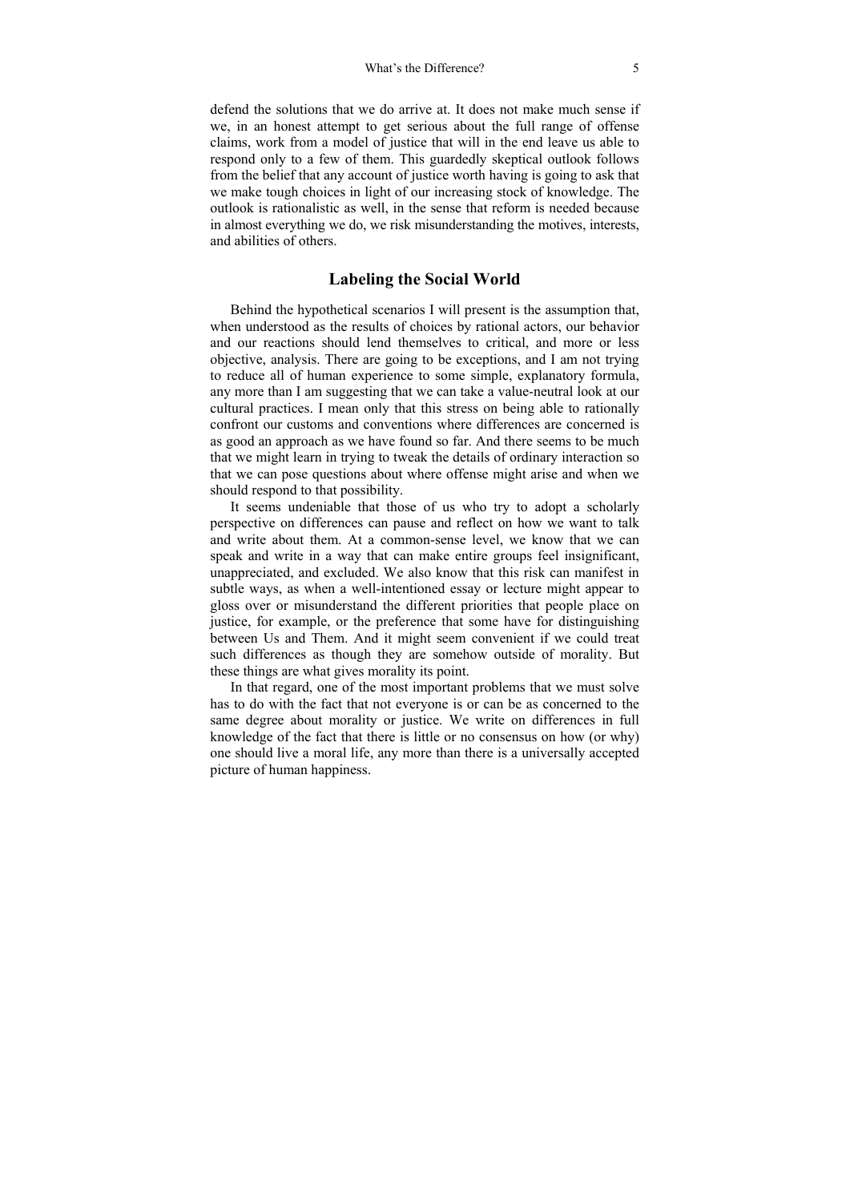defend the solutions that we do arrive at. It does not make much sense if we, in an honest attempt to get serious about the full range of offense claims, work from a model of justice that will in the end leave us able to respond only to a few of them. This guardedly skeptical outlook follows from the belief that any account of justice worth having is going to ask that we make tough choices in light of our increasing stock of knowledge. The outlook is rationalistic as well, in the sense that reform is needed because in almost everything we do, we risk misunderstanding the motives, interests, and abilities of others.

## Labeling the Social World

Behind the hypothetical scenarios I will present is the assumption that, when understood as the results of choices by rational actors, our behavior and our reactions should lend themselves to critical, and more or less objective, analysis. There are going to be exceptions, and I am not trying to reduce all of human experience to some simple, explanatory formula, any more than I am suggesting that we can take a value-neutral look at our cultural practices. I mean only that this stress on being able to rationally confront our customs and conventions where differences are concerned is as good an approach as we have found so far. And there seems to be much that we might learn in trying to tweak the details of ordinary interaction so that we can pose questions about where offense might arise and when we should respond to that possibility.

It seems undeniable that those of us who try to adopt a scholarly perspective on differences can pause and reflect on how we want to talk and write about them. At a common-sense level, we know that we can speak and write in a way that can make entire groups feel insignificant, unappreciated, and excluded. We also know that this risk can manifest in subtle ways, as when a well-intentioned essay or lecture might appear to gloss over or misunderstand the different priorities that people place on justice, for example, or the preference that some have for distinguishing between Us and Them. And it might seem convenient if we could treat such differences as though they are somehow outside of morality. But these things are what gives morality its point.

In that regard, one of the most important problems that we must solve has to do with the fact that not everyone is or can be as concerned to the same degree about morality or justice. We write on differences in full knowledge of the fact that there is little or no consensus on how (or why) one should live a moral life, any more than there is a universally accepted picture of human happiness.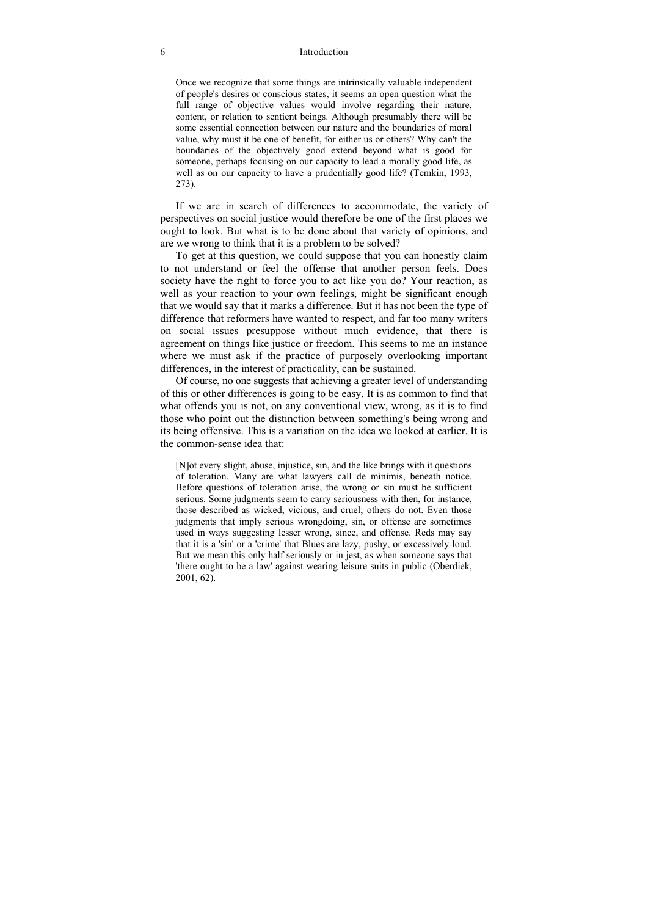> Once we recognize that some things are intrinsically valuable independent of people's desires or conscious states, it seems an open question what the full range of objective values would involve regarding their nature, content, or relation to sentient beings. Although presumably there will be some essential connection between our nature and the boundaries of moral value, why must it be one of benefit, for either us or others? Why can't the boundaries of the objectively good extend beyond what is good for someone, perhaps focusing on our capacity to lead a morally good life, as well as on our capacity to have a prudentially good life? (Temkin, 1993, 273).

If we are in search of differences to accommodate, the variety of perspectives on social justice would therefore be one of the first places we ought to look. But what is to be done about that variety of opinions, and are we wrong to think that it is a problem to be solved?

To get at this question, we could suppose that you can honestly claim to not understand or feel the offense that another person feels. Does society have the right to force you to act like you do? Your reaction, as well as your reaction to your own feelings, might be significant enough that we would say that it marks a difference. But it has not been the type of difference that reformers have wanted to respect, and far too many writers on social issues presuppose without much evidence, that there is agreement on things like justice or freedom. This seems to me an instance where we must ask if the practice of purposely overlooking important differences, in the interest of practicality, can be sustained.

Of course, no one suggests that achieving a greater level of understanding of this or other differences is going to be easy. It is as common to find that what offends you is not, on any conventional view, wrong, as it is to find those who point out the distinction between something's being wrong and its being offensive. This is a variation on the idea we looked at earlier. It is the common-sense idea that:

> [N]ot every slight, abuse, injustice, sin, and the like brings with it questions of toleration. Many are what lawyers call de minimis, beneath notice. Before questions of toleration arise, the wrong or sin must be sufficient serious. Some judgments seem to carry seriousness with then, for instance, those described as wicked, vicious, and cruel; others do not. Even those judgments that imply serious wrongdoing, sin, or offense are sometimes used in ways suggesting lesser wrong, since, and offense. Reds may say that it is a 'sin' or a 'crime' that Blues are lazy, pushy, or excessively loud. But we mean this only half seriously or in jest, as when someone says that 'there ought to be a law' against wearing leisure suits in public (Oberdiek, 2001, 62).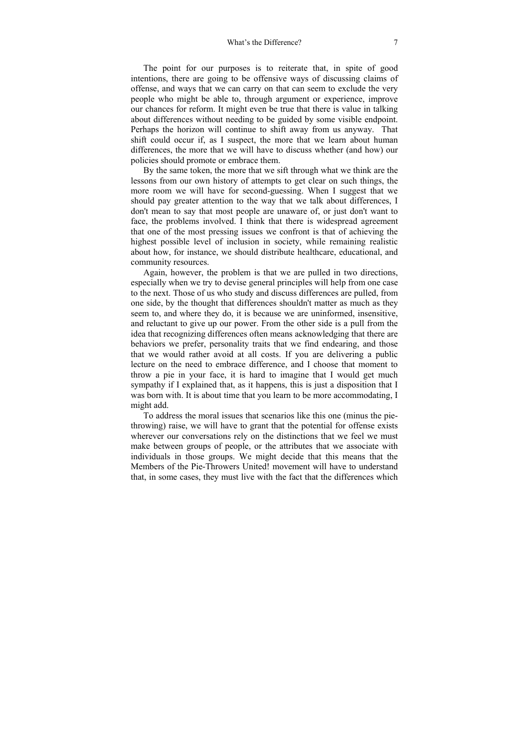The point for our purposes is to reiterate that, in spite of good intentions, there are going to be offensive ways of discussing claims of offense, and ways that we can carry on that can seem to exclude the very people who might be able to, through argument or experience, improve our chances for reform. It might even be true that there is value in talking about differences without needing to be guided by some visible endpoint. Perhaps the horizon will continue to shift away from us anyway. That shift could occur if, as I suspect, the more that we learn about human differences, the more that we will have to discuss whether (and how) our policies should promote or embrace them.

By the same token, the more that we sift through what we think are the lessons from our own history of attempts to get clear on such things, the more room we will have for second-guessing. When I suggest that we should pay greater attention to the way that we talk about differences, I don't mean to say that most people are unaware of, or just don't want to face, the problems involved. I think that there is widespread agreement that one of the most pressing issues we confront is that of achieving the highest possible level of inclusion in society, while remaining realistic about how, for instance, we should distribute healthcare, educational, and community resources.

Again, however, the problem is that we are pulled in two directions, especially when we try to devise general principles will help from one case to the next. Those of us who study and discuss differences are pulled, from one side, by the thought that differences shouldn't matter as much as they seem to, and where they do, it is because we are uninformed, insensitive, and reluctant to give up our power. From the other side is a pull from the idea that recognizing differences often means acknowledging that there are behaviors we prefer, personality traits that we find endearing, and those that we would rather avoid at all costs. If you are delivering a public lecture on the need to embrace difference, and I choose that moment to throw a pie in your face, it is hard to imagine that I would get much sympathy if I explained that, as it happens, this is just a disposition that I was born with. It is about time that you learn to be more accommodating, I might add.

To address the moral issues that scenarios like this one (minus the pie-throwing) raise, we will have to grant that the potential for offense exists wherever our conversations rely on the distinctions that we feel we must make between groups of people, or the attributes that we associate with individuals in those groups. We might decide that this means that the Members of the Pie-Throwers United! movement will have to understand that, in some cases, they must live with the fact that the differences which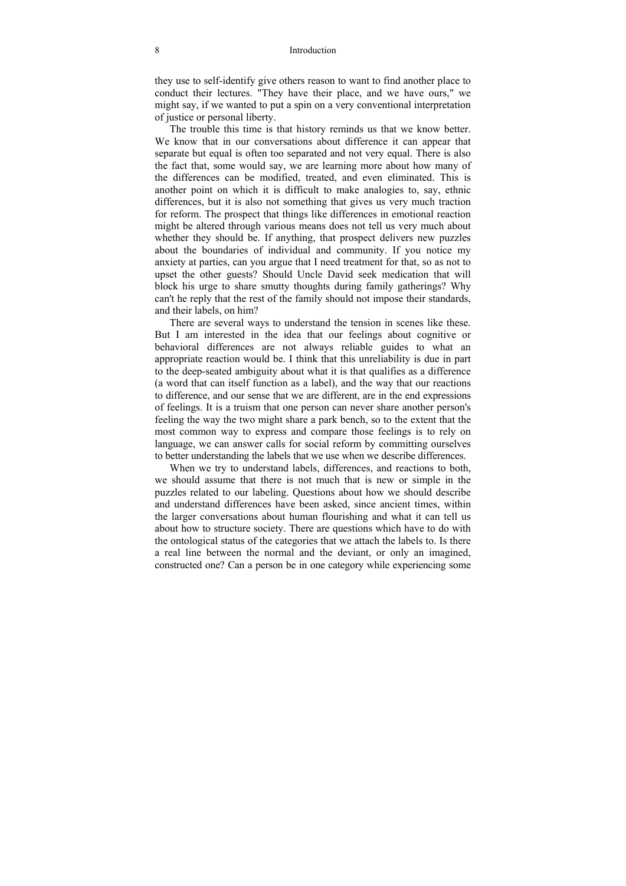they use to self-identify give others reason to want to find another place to conduct their lectures. "They have their place, and we have ours," we might say, if we wanted to put a spin on a very conventional interpretation of justice or personal liberty.

The trouble this time is that history reminds us that we know better. We know that in our conversations about difference it can appear that separate but equal is often too separated and not very equal. There is also the fact that, some would say, we are learning more about how many of the differences can be modified, treated, and even eliminated. This is another point on which it is difficult to make analogies to, say, ethnic differences, but it is also not something that gives us very much traction for reform. The prospect that things like differences in emotional reaction might be altered through various means does not tell us very much about whether they should be. If anything, that prospect delivers new puzzles about the boundaries of individual and community. If you notice my anxiety at parties, can you argue that I need treatment for that, so as not to upset the other guests? Should Uncle David seek medication that will block his urge to share smutty thoughts during family gatherings? Why can't he reply that the rest of the family should not impose their standards, and their labels, on him?

There are several ways to understand the tension in scenes like these. But I am interested in the idea that our feelings about cognitive or behavioral differences are not always reliable guides to what an appropriate reaction would be. I think that this unreliability is due in part to the deep-seated ambiguity about what it is that qualifies as a difference (a word that can itself function as a label), and the way that our reactions to difference, and our sense that we are different, are in the end expressions of feelings. It is a truism that one person can never share another person's feeling the way the two might share a park bench, so to the extent that the most common way to express and compare those feelings is to rely on language, we can answer calls for social reform by committing ourselves to better understanding the labels that we use when we describe differences.

When we try to understand labels, differences, and reactions to both, we should assume that there is not much that is new or simple in the puzzles related to our labeling. Questions about how we should describe and understand differences have been asked, since ancient times, within the larger conversations about human flourishing and what it can tell us about how to structure society. There are questions which have to do with the ontological status of the categories that we attach the labels to. Is there a real line between the normal and the deviant, or only an imagined, constructed one? Can a person be in one category while experiencing some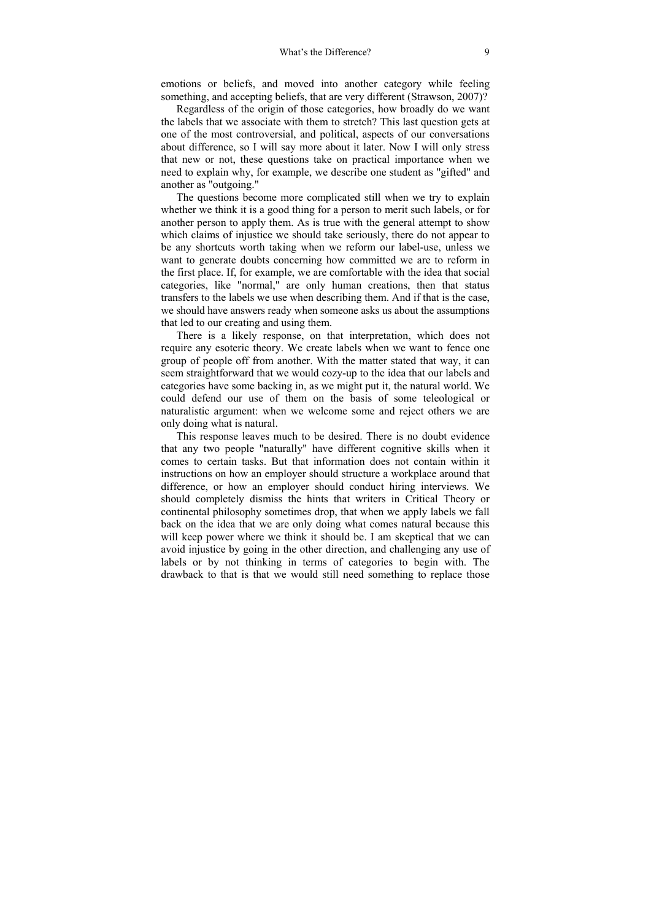emotions or beliefs, and moved into another category while feeling something, and accepting beliefs, that are very different (Strawson, 2007)?

Regardless of the origin of those categories, how broadly do we want the labels that we associate with them to stretch? This last question gets at one of the most controversial, and political, aspects of our conversations about difference, so I will say more about it later. Now I will only stress that new or not, these questions take on practical importance when we need to explain why, for example, we describe one student as "gifted" and another as "outgoing."

The questions become more complicated still when we try to explain whether we think it is a good thing for a person to merit such labels, or for another person to apply them. As is true with the general attempt to show which claims of injustice we should take seriously, there do not appear to be any shortcuts worth taking when we reform our label-use, unless we want to generate doubts concerning how committed we are to reform in the first place. If, for example, we are comfortable with the idea that social categories, like "normal," are only human creations, then that status transfers to the labels we use when describing them. And if that is the case, we should have answers ready when someone asks us about the assumptions that led to our creating and using them.

There is a likely response, on that interpretation, which does not require any esoteric theory. We create labels when we want to fence one group of people off from another. With the matter stated that way, it can seem straightforward that we would cozy-up to the idea that our labels and categories have some backing in, as we might put it, the natural world. We could defend our use of them on the basis of some teleological or naturalistic argument: when we welcome some and reject others we are only doing what is natural.

This response leaves much to be desired. There is no doubt evidence that any two people "naturally" have different cognitive skills when it comes to certain tasks. But that information does not contain within it instructions on how an employer should structure a workplace around that difference, or how an employer should conduct hiring interviews. We should completely dismiss the hints that writers in Critical Theory or continental philosophy sometimes drop, that when we apply labels we fall back on the idea that we are only doing what comes natural because this will keep power where we think it should be. I am skeptical that we can avoid injustice by going in the other direction, and challenging any use of labels or by not thinking in terms of categories to begin with. The drawback to that is that we would still need something to replace those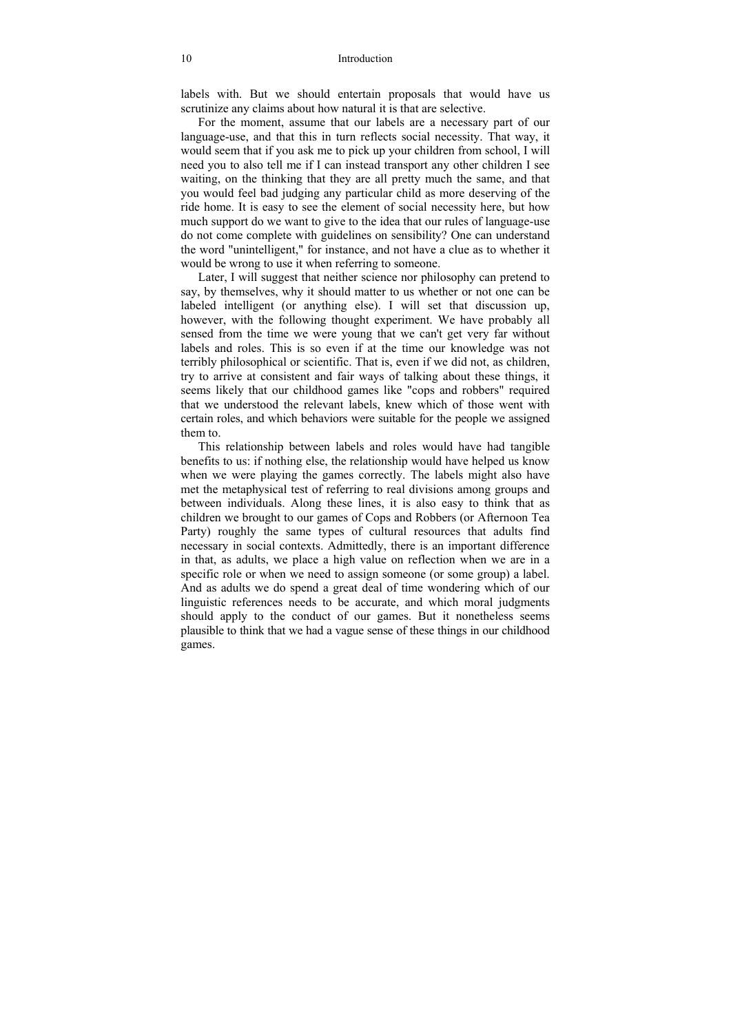labels with. But we should entertain proposals that would have us scrutinize any claims about how natural it is that are selective.

For the moment, assume that our labels are a necessary part of our language-use, and that this in turn reflects social necessity. That way, it would seem that if you ask me to pick up your children from school, I will need you to also tell me if I can instead transport any other children I see waiting, on the thinking that they are all pretty much the same, and that you would feel bad judging any particular child as more deserving of the ride home. It is easy to see the element of social necessity here, but how much support do we want to give to the idea that our rules of language-use do not come complete with guidelines on sensibility? One can understand the word "unintelligent," for instance, and not have a clue as to whether it would be wrong to use it when referring to someone.

Later, I will suggest that neither science nor philosophy can pretend to say, by themselves, why it should matter to us whether or not one can be labeled intelligent (or anything else). I will set that discussion up, however, with the following thought experiment. We have probably all sensed from the time we were young that we can't get very far without labels and roles. This is so even if at the time our knowledge was not terribly philosophical or scientific. That is, even if we did not, as children, try to arrive at consistent and fair ways of talking about these things, it seems likely that our childhood games like "cops and robbers" required that we understood the relevant labels, knew which of those went with certain roles, and which behaviors were suitable for the people we assigned them to.

This relationship between labels and roles would have had tangible benefits to us: if nothing else, the relationship would have helped us know when we were playing the games correctly. The labels might also have met the metaphysical test of referring to real divisions among groups and between individuals. Along these lines, it is also easy to think that as children we brought to our games of Cops and Robbers (or Afternoon Tea Party) roughly the same types of cultural resources that adults find necessary in social contexts. Admittedly, there is an important difference in that, as adults, we place a high value on reflection when we are in a specific role or when we need to assign someone (or some group) a label. And as adults we do spend a great deal of time wondering which of our linguistic references needs to be accurate, and which moral judgments should apply to the conduct of our games. But it nonetheless seems plausible to think that we had a vague sense of these things in our childhood games.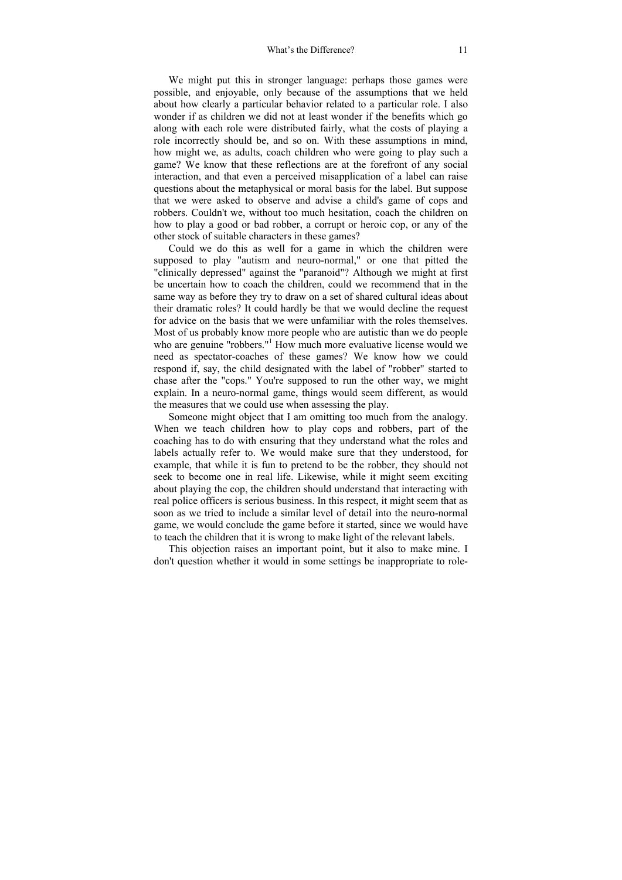We might put this in stronger language: perhaps those games were possible, and enjoyable, only because of the assumptions that we held about how clearly a particular behavior related to a particular role. I also wonder if as children we did not at least wonder if the benefits which go along with each role were distributed fairly, what the costs of playing a role incorrectly should be, and so on. With these assumptions in mind, how might we, as adults, coach children who were going to play such a game? We know that these reflections are at the forefront of any social interaction, and that even a perceived misapplication of a label can raise questions about the metaphysical or moral basis for the label. But suppose that we were asked to observe and advise a child's game of cops and robbers. Couldn't we, without too much hesitation, coach the children on how to play a good or bad robber, a corrupt or heroic cop, or any of the other stock of suitable characters in these games?

Could we do this as well for a game in which the children were supposed to play "autism and neuro-normal," or one that pitted the "clinically depressed" against the "paranoid"? Although we might at first be uncertain how to coach the children, could we recommend that in the same way as before they try to draw on a set of shared cultural ideas about their dramatic roles? It could hardly be that we would decline the request for advice on the basis that we were unfamiliar with the roles themselves. Most of us probably know more people who are autistic than we do people who are genuine "robbers."[1] How much more evaluative license would we need as spectator-coaches of these games? We know how we could respond if, say, the child designated with the label of "robber" started to chase after the "cops." You're supposed to run the other way, we might explain. In a neuro-normal game, things would seem different, as would the measures that we could use when assessing the play.

Someone might object that I am omitting too much from the analogy. When we teach children how to play cops and robbers, part of the coaching has to do with ensuring that they understand what the roles and labels actually refer to. We would make sure that they understood, for example, that while it is fun to pretend to be the robber, they should not seek to become one in real life. Likewise, while it might seem exciting about playing the cop, the children should understand that interacting with real police officers is serious business. In this respect, it might seem that as soon as we tried to include a similar level of detail into the neuro-normal game, we would conclude the game before it started, since we would have to teach the children that it is wrong to make light of the relevant labels.

This objection raises an important point, but it also to make mine. I don't question whether it would in some settings be inappropriate to role-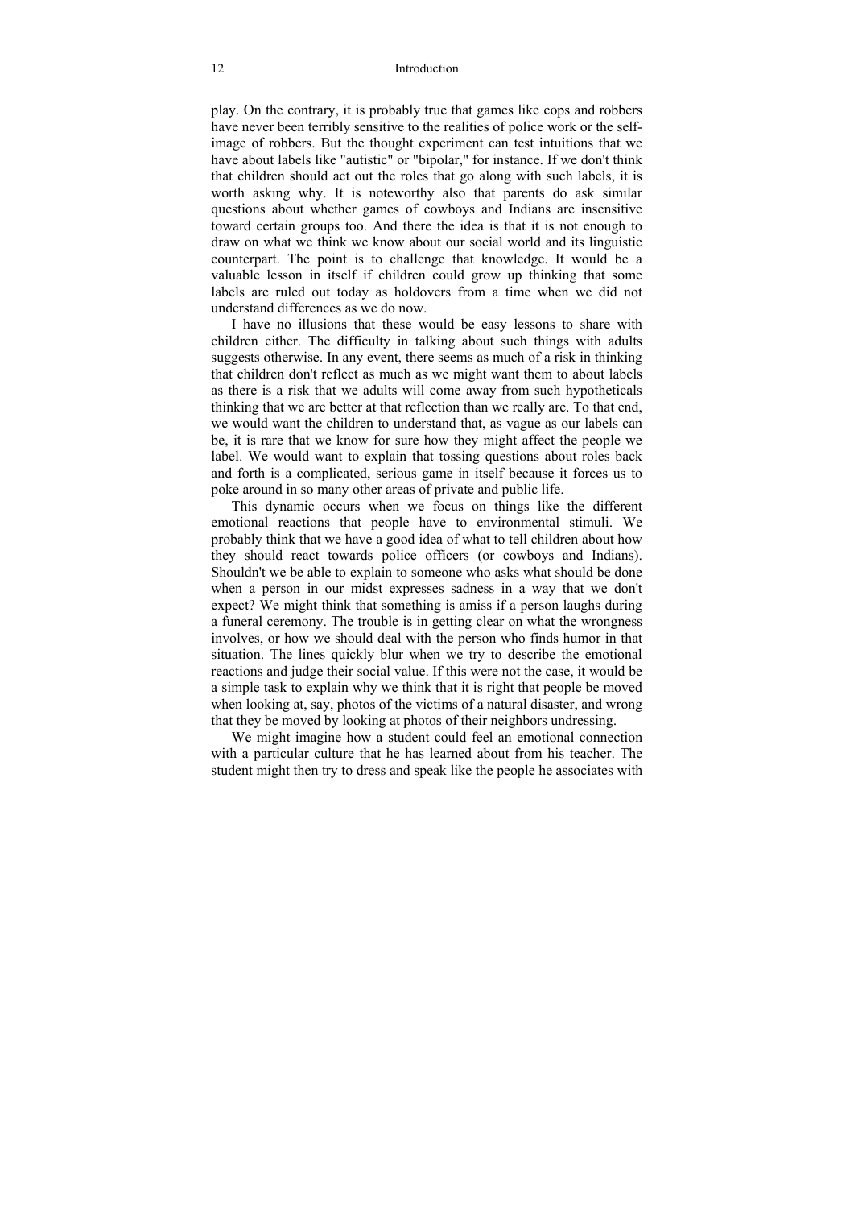play. On the contrary, it is probably true that games like cops and robbers have never been terribly sensitive to the realities of police work or the self-image of robbers. But the thought experiment can test intuitions that we have about labels like "autistic" or "bipolar," for instance. If we don't think that children should act out the roles that go along with such labels, it is worth asking why. It is noteworthy also that parents do ask similar questions about whether games of cowboys and Indians are insensitive toward certain groups too. And there the idea is that it is not enough to draw on what we think we know about our social world and its linguistic counterpart. The point is to challenge that knowledge. It would be a valuable lesson in itself if children could grow up thinking that some labels are ruled out today as holdovers from a time when we did not understand differences as we do now.

I have no illusions that these would be easy lessons to share with children either. The difficulty in talking about such things with adults suggests otherwise. In any event, there seems as much of a risk in thinking that children don't reflect as much as we might want them to about labels as there is a risk that we adults will come away from such hypotheticals thinking that we are better at that reflection than we really are. To that end, we would want the children to understand that, as vague as our labels can be, it is rare that we know for sure how they might affect the people we label. We would want to explain that tossing questions about roles back and forth is a complicated, serious game in itself because it forces us to poke around in so many other areas of private and public life.

This dynamic occurs when we focus on things like the different emotional reactions that people have to environmental stimuli. We probably think that we have a good idea of what to tell children about how they should react towards police officers (or cowboys and Indians). Shouldn't we be able to explain to someone who asks what should be done when a person in our midst expresses sadness in a way that we don't expect? We might think that something is amiss if a person laughs during a funeral ceremony. The trouble is in getting clear on what the wrongness involves, or how we should deal with the person who finds humor in that situation. The lines quickly blur when we try to describe the emotional reactions and judge their social value. If this were not the case, it would be a simple task to explain why we think that it is right that people be moved when looking at, say, photos of the victims of a natural disaster, and wrong that they be moved by looking at photos of their neighbors undressing.

We might imagine how a student could feel an emotional connection with a particular culture that he has learned about from his teacher. The student might then try to dress and speak like the people he associates with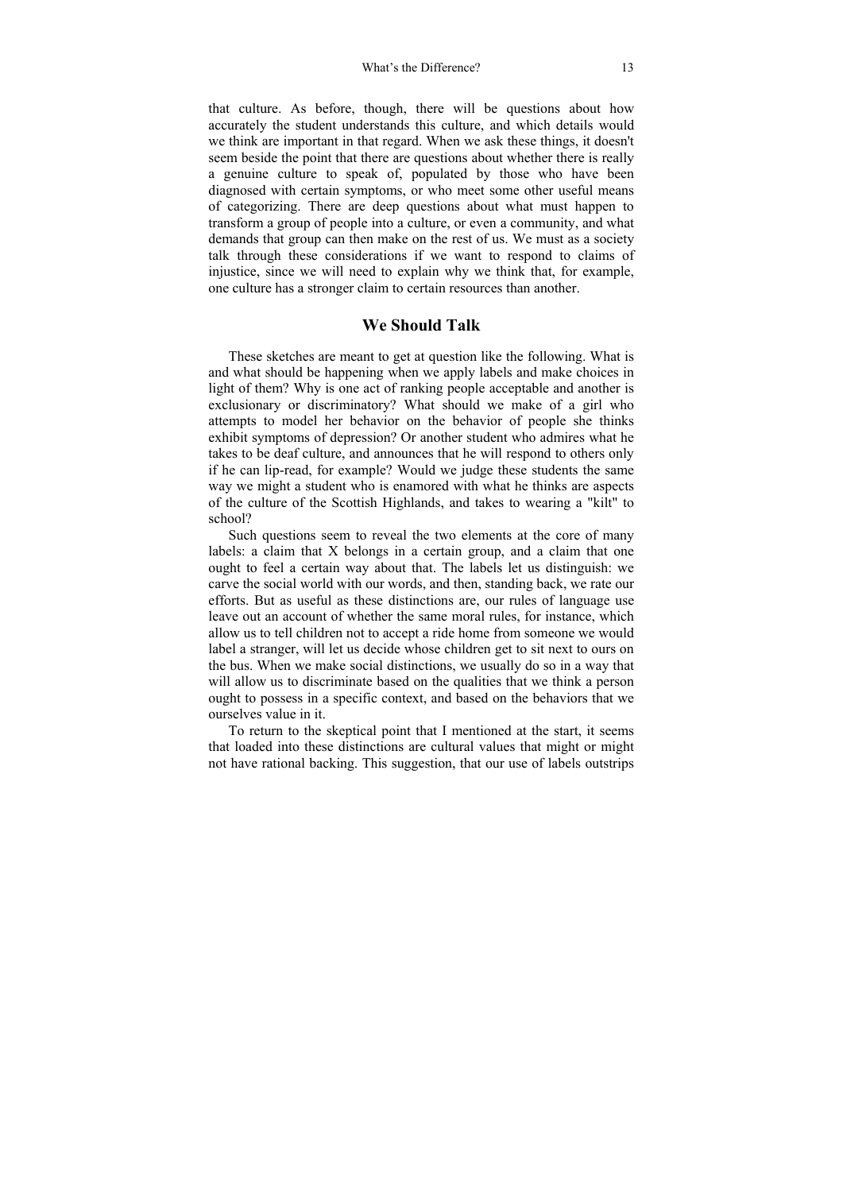that culture. As before, though, there will be questions about how accurately the student understands this culture, and which details would we think are important in that regard. When we ask these things, it doesn't seem beside the point that there are questions about whether there is really a genuine culture to speak of, populated by those who have been diagnosed with certain symptoms, or who meet some other useful means of categorizing. There are deep questions about what must happen to transform a group of people into a culture, or even a community, and what demands that group can then make on the rest of us. We must as a society talk through these considerations if we want to respond to claims of injustice, since we will need to explain why we think that, for example, one culture has a stronger claim to certain resources than another.

## We Should Talk

These sketches are meant to get at question like the following. What is and what should be happening when we apply labels and make choices in light of them? Why is one act of ranking people acceptable and another is exclusionary or discriminatory? What should we make of a girl who attempts to model her behavior on the behavior of people she thinks exhibit symptoms of depression? Or another student who admires what he takes to be deaf culture, and announces that he will respond to others only if he can lip-read, for example? Would we judge these students the same way we might a student who is enamored with what he thinks are aspects of the culture of the Scottish Highlands, and takes to wearing a "kilt" to school?

Such questions seem to reveal the two elements at the core of many labels: a claim that X belongs in a certain group, and a claim that one ought to feel a certain way about that. The labels let us distinguish: we carve the social world with our words, and then, standing back, we rate our efforts. But as useful as these distinctions are, our rules of language use leave out an account of whether the same moral rules, for instance, which allow us to tell children not to accept a ride home from someone we would label a stranger, will let us decide whose children get to sit next to ours on the bus. When we make social distinctions, we usually do so in a way that will allow us to discriminate based on the qualities that we think a person ought to possess in a specific context, and based on the behaviors that we ourselves value in it.

To return to the skeptical point that I mentioned at the start, it seems that loaded into these distinctions are cultural values that might or might not have rational backing. This suggestion, that our use of labels outstrips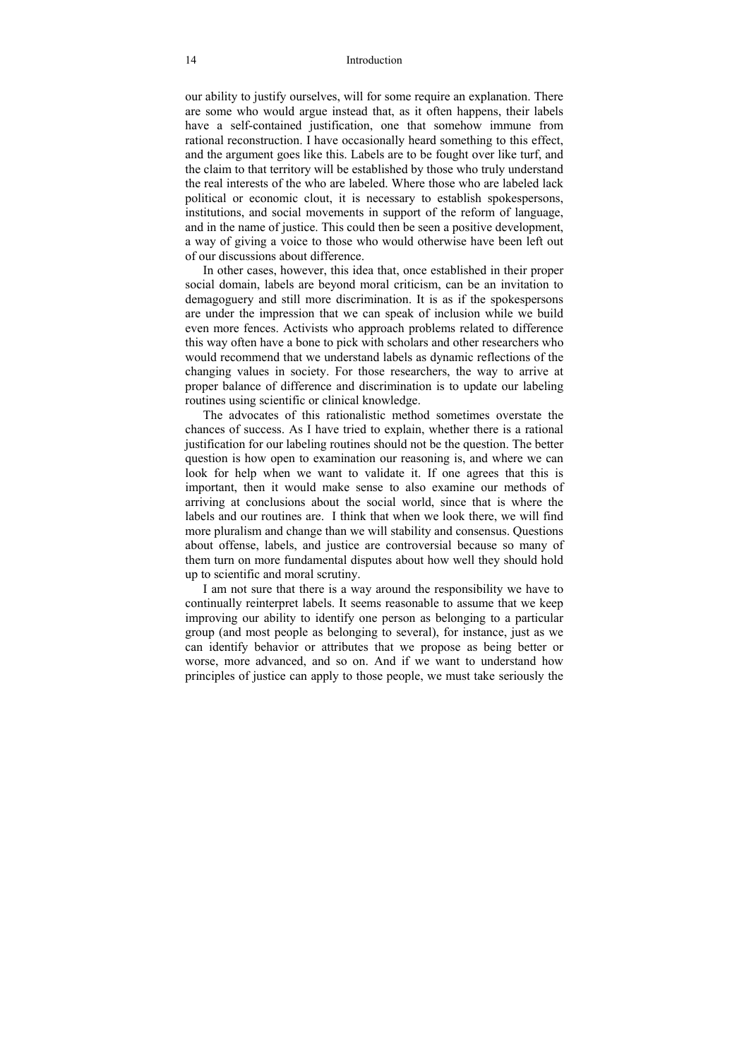our ability to justify ourselves, will for some require an explanation. There are some who would argue instead that, as it often happens, their labels have a self-contained justification, one that somehow immune from rational reconstruction. I have occasionally heard something to this effect, and the argument goes like this. Labels are to be fought over like turf, and the claim to that territory will be established by those who truly understand the real interests of the who are labeled. Where those who are labeled lack political or economic clout, it is necessary to establish spokespersons, institutions, and social movements in support of the reform of language, and in the name of justice. This could then be seen a positive development, a way of giving a voice to those who would otherwise have been left out of our discussions about difference.

In other cases, however, this idea that, once established in their proper social domain, labels are beyond moral criticism, can be an invitation to demagoguery and still more discrimination. It is as if the spokespersons are under the impression that we can speak of inclusion while we build even more fences. Activists who approach problems related to difference this way often have a bone to pick with scholars and other researchers who would recommend that we understand labels as dynamic reflections of the changing values in society. For those researchers, the way to arrive at proper balance of difference and discrimination is to update our labeling routines using scientific or clinical knowledge.

The advocates of this rationalistic method sometimes overstate the chances of success. As I have tried to explain, whether there is a rational justification for our labeling routines should not be the question. The better question is how open to examination our reasoning is, and where we can look for help when we want to validate it. If one agrees that this is important, then it would make sense to also examine our methods of arriving at conclusions about the social world, since that is where the labels and our routines are. I think that when we look there, we will find more pluralism and change than we will stability and consensus. Questions about offense, labels, and justice are controversial because so many of them turn on more fundamental disputes about how well they should hold up to scientific and moral scrutiny.

I am not sure that there is a way around the responsibility we have to continually reinterpret labels. It seems reasonable to assume that we keep improving our ability to identify one person as belonging to a particular group (and most people as belonging to several), for instance, just as we can identify behavior or attributes that we propose as being better or worse, more advanced, and so on. And if we want to understand how principles of justice can apply to those people, we must take seriously the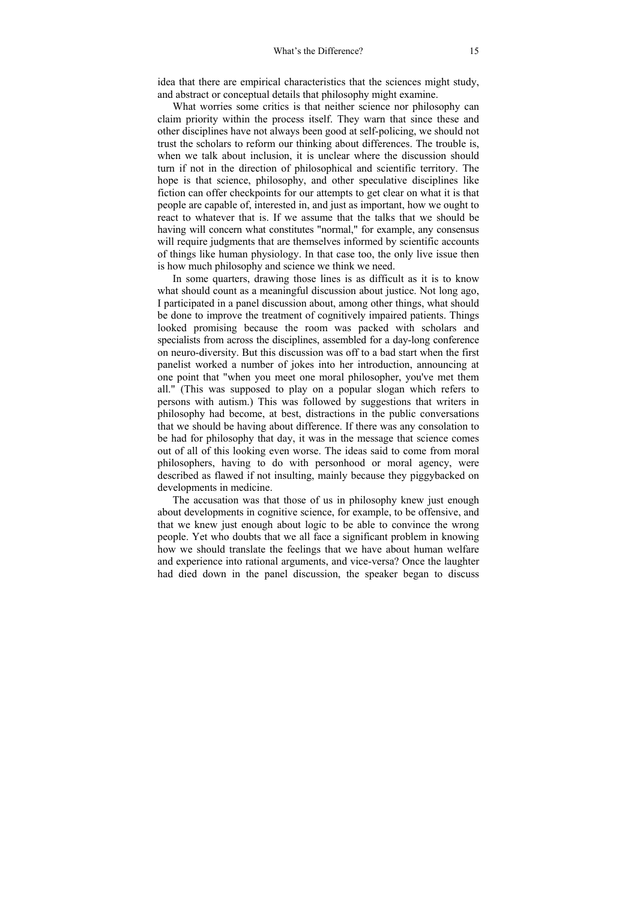idea that there are empirical characteristics that the sciences might study, and abstract or conceptual details that philosophy might examine.

What worries some critics is that neither science nor philosophy can claim priority within the process itself. They warn that since these and other disciplines have not always been good at self-policing, we should not trust the scholars to reform our thinking about differences. The trouble is, when we talk about inclusion, it is unclear where the discussion should turn if not in the direction of philosophical and scientific territory. The hope is that science, philosophy, and other speculative disciplines like fiction can offer checkpoints for our attempts to get clear on what it is that people are capable of, interested in, and just as important, how we ought to react to whatever that is. If we assume that the talks that we should be having will concern what constitutes "normal," for example, any consensus will require judgments that are themselves informed by scientific accounts of things like human physiology. In that case too, the only live issue then is how much philosophy and science we think we need.

In some quarters, drawing those lines is as difficult as it is to know what should count as a meaningful discussion about justice. Not long ago, I participated in a panel discussion about, among other things, what should be done to improve the treatment of cognitively impaired patients. Things looked promising because the room was packed with scholars and specialists from across the disciplines, assembled for a day-long conference on neuro-diversity. But this discussion was off to a bad start when the first panelist worked a number of jokes into her introduction, announcing at one point that "when you meet one moral philosopher, you've met them all." (This was supposed to play on a popular slogan which refers to persons with autism.) This was followed by suggestions that writers in philosophy had become, at best, distractions in the public conversations that we should be having about difference. If there was any consolation to be had for philosophy that day, it was in the message that science comes out of all of this looking even worse. The ideas said to come from moral philosophers, having to do with personhood or moral agency, were described as flawed if not insulting, mainly because they piggybacked on developments in medicine.

The accusation was that those of us in philosophy knew just enough about developments in cognitive science, for example, to be offensive, and that we knew just enough about logic to be able to convince the wrong people. Yet who doubts that we all face a significant problem in knowing how we should translate the feelings that we have about human welfare and experience into rational arguments, and vice-versa? Once the laughter had died down in the panel discussion, the speaker began to discuss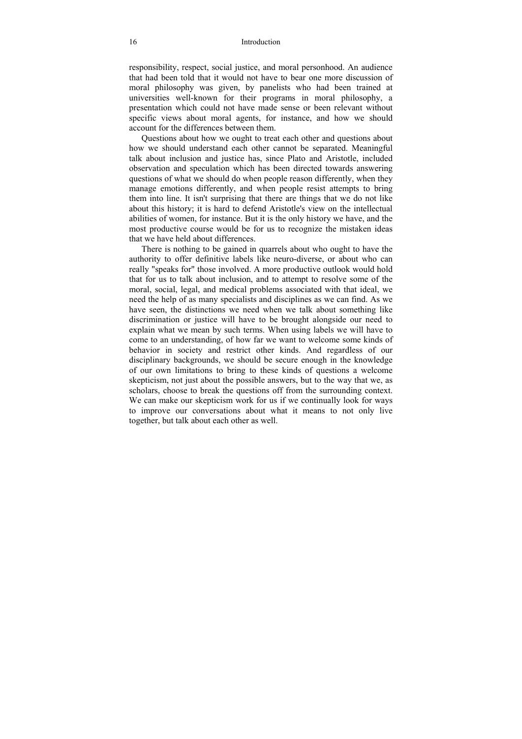responsibility, respect, social justice, and moral personhood. An audience that had been told that it would not have to bear one more discussion of moral philosophy was given, by panelists who had been trained at universities well-known for their programs in moral philosophy, a presentation which could not have made sense or been relevant without specific views about moral agents, for instance, and how we should account for the differences between them.

Questions about how we ought to treat each other and questions about how we should understand each other cannot be separated. Meaningful talk about inclusion and justice has, since Plato and Aristotle, included observation and speculation which has been directed towards answering questions of what we should do when people reason differently, when they manage emotions differently, and when people resist attempts to bring them into line. It isn't surprising that there are things that we do not like about this history; it is hard to defend Aristotle's view on the intellectual abilities of women, for instance. But it is the only history we have, and the most productive course would be for us to recognize the mistaken ideas that we have held about differences.

There is nothing to be gained in quarrels about who ought to have the authority to offer definitive labels like neuro-diverse, or about who can really "speaks for" those involved. A more productive outlook would hold that for us to talk about inclusion, and to attempt to resolve some of the moral, social, legal, and medical problems associated with that ideal, we need the help of as many specialists and disciplines as we can find. As we have seen, the distinctions we need when we talk about something like discrimination or justice will have to be brought alongside our need to explain what we mean by such terms. When using labels we will have to come to an understanding, of how far we want to welcome some kinds of behavior in society and restrict other kinds. And regardless of our disciplinary backgrounds, we should be secure enough in the knowledge of our own limitations to bring to these kinds of questions a welcome skepticism, not just about the possible answers, but to the way that we, as scholars, choose to break the questions off from the surrounding context. We can make our skepticism work for us if we continually look for ways to improve our conversations about what it means to not only live together, but talk about each other as well.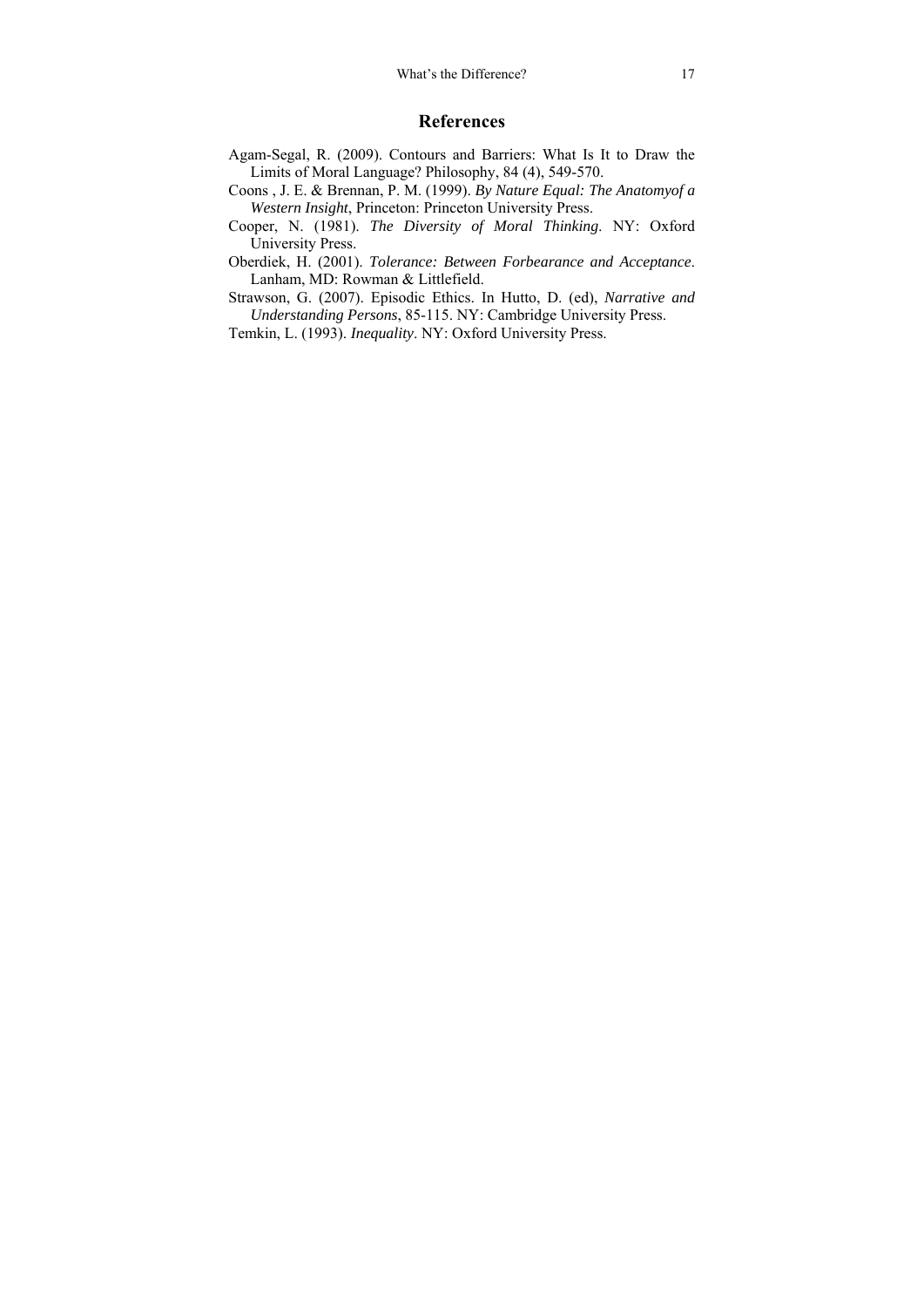## References

Agam-Segal, R. (2009). Contours and Barriers: What Is It to Draw the Limits of Moral Language? Philosophy, 84 (4), 549-570.

Coons , J. E. & Brennan, P. M. (1999). *By Nature Equal: The Anatomyof a Western Insight*, Princeton: Princeton University Press.

Cooper, N. (1981). *The Diversity of Moral Thinking*. NY: Oxford University Press.

Oberdiek, H. (2001). *Tolerance: Between Forbearance and Acceptance*. Lanham, MD: Rowman & Littlefield.

Strawson, G. (2007). Episodic Ethics. In Hutto, D. (ed), *Narrative and Understanding Persons*, 85-115. NY: Cambridge University Press.

Temkin, L. (1993). *Inequality*. NY: Oxford University Press.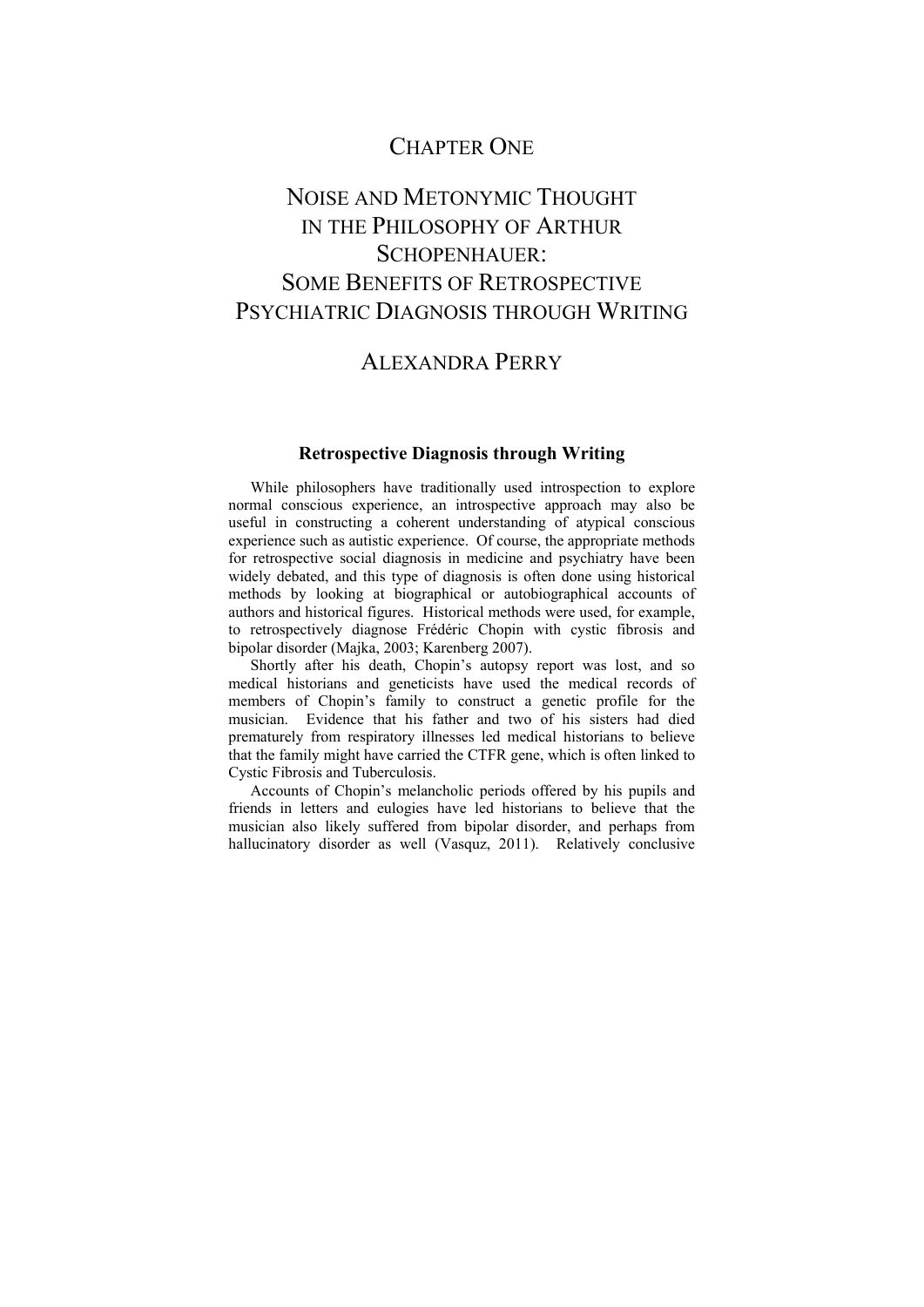# CHAPTER ONE

# NOISE AND METONYMIC THOUGHT IN THE PHILOSOPHY OF ARTHUR SCHOPENHAUER: SOME BENEFITS OF RETROSPECTIVE PSYCHIATRIC DIAGNOSIS THROUGH WRITING

## ALEXANDRA PERRY

### Retrospective Diagnosis through Writing

While philosophers have traditionally used introspection to explore normal conscious experience, an introspective approach may also be useful in constructing a coherent understanding of atypical conscious experience such as autistic experience. Of course, the appropriate methods for retrospective social diagnosis in medicine and psychiatry have been widely debated, and this type of diagnosis is often done using historical methods by looking at biographical or autobiographical accounts of authors and historical figures. Historical methods were used, for example, to retrospectively diagnose Frédéric Chopin with cystic fibrosis and bipolar disorder (Majka, 2003; Karenberg 2007).

Shortly after his death, Chopin's autopsy report was lost, and so medical historians and geneticists have used the medical records of members of Chopin's family to construct a genetic profile for the musician. Evidence that his father and two of his sisters had died prematurely from respiratory illnesses led medical historians to believe that the family might have carried the CTFR gene, which is often linked to Cystic Fibrosis and Tuberculosis.

Accounts of Chopin's melancholic periods offered by his pupils and friends in letters and eulogies have led historians to believe that the musician also likely suffered from bipolar disorder, and perhaps from hallucinatory disorder as well (Vasquz, 2011). Relatively conclusive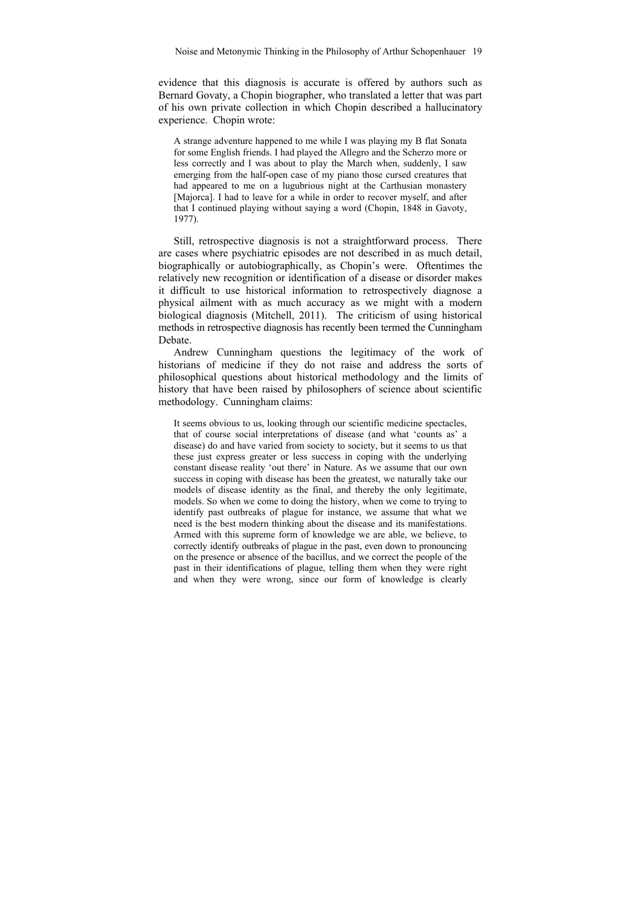evidence that this diagnosis is accurate is offered by authors such as Bernard Govaty, a Chopin biographer, who translated a letter that was part of his own private collection in which Chopin described a hallucinatory experience. Chopin wrote:

> A strange adventure happened to me while I was playing my B flat Sonata for some English friends. I had played the Allegro and the Scherzo more or less correctly and I was about to play the March when, suddenly, I saw emerging from the half-open case of my piano those cursed creatures that had appeared to me on a lugubrious night at the Carthusian monastery [Majorca]. I had to leave for a while in order to recover myself, and after that I continued playing without saying a word (Chopin, 1848 in Gavoty, 1977).

Still, retrospective diagnosis is not a straightforward process. There are cases where psychiatric episodes are not described in as much detail, biographically or autobiographically, as Chopin's were. Oftentimes the relatively new recognition or identification of a disease or disorder makes it difficult to use historical information to retrospectively diagnose a physical ailment with as much accuracy as we might with a modern biological diagnosis (Mitchell, 2011). The criticism of using historical methods in retrospective diagnosis has recently been termed the Cunningham Debate.

Andrew Cunningham questions the legitimacy of the work of historians of medicine if they do not raise and address the sorts of philosophical questions about historical methodology and the limits of history that have been raised by philosophers of science about scientific methodology. Cunningham claims:

> It seems obvious to us, looking through our scientific medicine spectacles, that of course social interpretations of disease (and what 'counts as' a disease) do and have varied from society to society, but it seems to us that these just express greater or less success in coping with the underlying constant disease reality 'out there' in Nature. As we assume that our own success in coping with disease has been the greatest, we naturally take our models of disease identity as the final, and thereby the only legitimate, models. So when we come to doing the history, when we come to trying to identify past outbreaks of plague for instance, we assume that what we need is the best modern thinking about the disease and its manifestations. Armed with this supreme form of knowledge we are able, we believe, to correctly identify outbreaks of plague in the past, even down to pronouncing on the presence or absence of the bacillus, and we correct the people of the past in their identifications of plague, telling them when they were right and when they were wrong, since our form of knowledge is clearly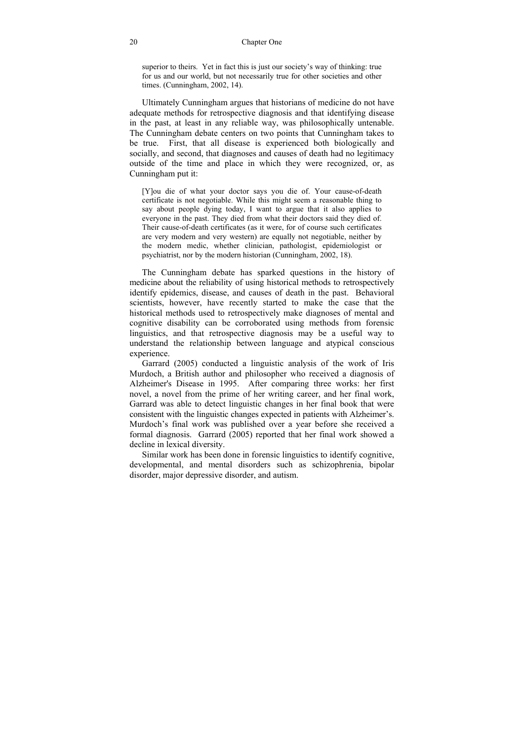> superior to theirs. Yet in fact this is just our society's way of thinking: true for us and our world, but not necessarily true for other societies and other times. (Cunningham, 2002, 14).

Ultimately Cunningham argues that historians of medicine do not have adequate methods for retrospective diagnosis and that identifying disease in the past, at least in any reliable way, was philosophically untenable. The Cunningham debate centers on two points that Cunningham takes to be true. First, that all disease is experienced both biologically and socially, and second, that diagnoses and causes of death had no legitimacy outside of the time and place in which they were recognized, or, as Cunningham put it:

> [Y]ou die of what your doctor says you die of. Your cause-of-death certificate is not negotiable. While this might seem a reasonable thing to say about people dying today, I want to argue that it also applies to everyone in the past. They died from what their doctors said they died of. Their cause-of-death certificates (as it were, for of course such certificates are very modern and very western) are equally not negotiable, neither by the modern medic, whether clinician, pathologist, epidemiologist or psychiatrist, nor by the modern historian (Cunningham, 2002, 18).

The Cunningham debate has sparked questions in the history of medicine about the reliability of using historical methods to retrospectively identify epidemics, disease, and causes of death in the past. Behavioral scientists, however, have recently started to make the case that the historical methods used to retrospectively make diagnoses of mental and cognitive disability can be corroborated using methods from forensic linguistics, and that retrospective diagnosis may be a useful way to understand the relationship between language and atypical conscious experience.

Garrard (2005) conducted a linguistic analysis of the work of Iris Murdoch, a British author and philosopher who received a diagnosis of Alzheimer's Disease in 1995. After comparing three works: her first novel, a novel from the prime of her writing career, and her final work, Garrard was able to detect linguistic changes in her final book that were consistent with the linguistic changes expected in patients with Alzheimer's. Murdoch's final work was published over a year before she received a formal diagnosis. Garrard (2005) reported that her final work showed a decline in lexical diversity.

Similar work has been done in forensic linguistics to identify cognitive, developmental, and mental disorders such as schizophrenia, bipolar disorder, major depressive disorder, and autism.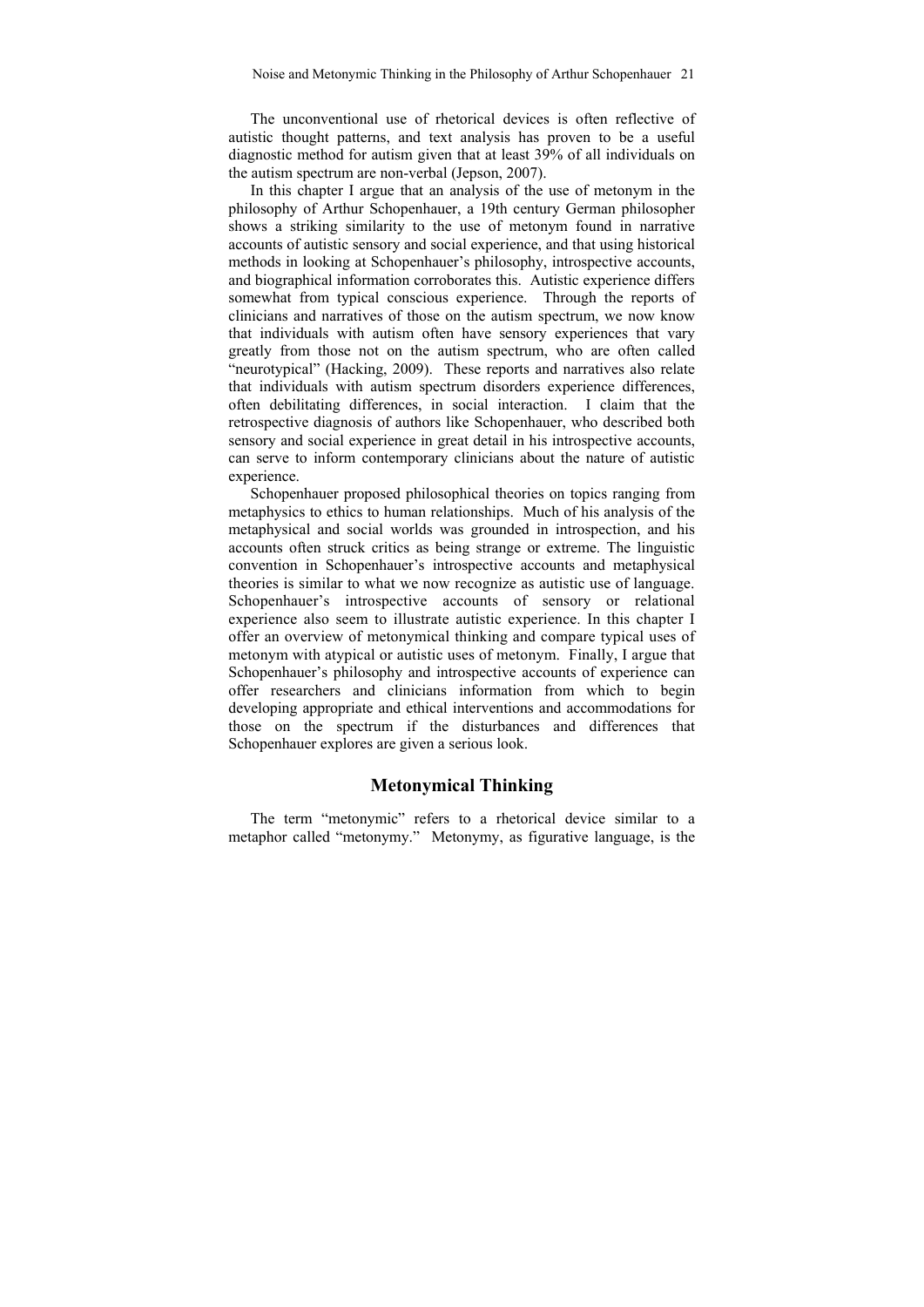The unconventional use of rhetorical devices is often reflective of autistic thought patterns, and text analysis has proven to be a useful diagnostic method for autism given that at least 39% of all individuals on the autism spectrum are non-verbal (Jepson, 2007).

In this chapter I argue that an analysis of the use of metonym in the philosophy of Arthur Schopenhauer, a 19th century German philosopher shows a striking similarity to the use of metonym found in narrative accounts of autistic sensory and social experience, and that using historical methods in looking at Schopenhauer's philosophy, introspective accounts, and biographical information corroborates this. Autistic experience differs somewhat from typical conscious experience. Through the reports of clinicians and narratives of those on the autism spectrum, we now know that individuals with autism often have sensory experiences that vary greatly from those not on the autism spectrum, who are often called "neurotypical" (Hacking, 2009). These reports and narratives also relate that individuals with autism spectrum disorders experience differences, often debilitating differences, in social interaction. I claim that the retrospective diagnosis of authors like Schopenhauer, who described both sensory and social experience in great detail in his introspective accounts, can serve to inform contemporary clinicians about the nature of autistic experience.

Schopenhauer proposed philosophical theories on topics ranging from metaphysics to ethics to human relationships. Much of his analysis of the metaphysical and social worlds was grounded in introspection, and his accounts often struck critics as being strange or extreme. The linguistic convention in Schopenhauer's introspective accounts and metaphysical theories is similar to what we now recognize as autistic use of language. Schopenhauer's introspective accounts of sensory or relational experience also seem to illustrate autistic experience. In this chapter I offer an overview of metonymical thinking and compare typical uses of metonym with atypical or autistic uses of metonym. Finally, I argue that Schopenhauer's philosophy and introspective accounts of experience can offer researchers and clinicians information from which to begin developing appropriate and ethical interventions and accommodations for those on the spectrum if the disturbances and differences that Schopenhauer explores are given a serious look.

## Metonymical Thinking

The term "metonymic" refers to a rhetorical device similar to a metaphor called "metonymy." Metonymy, as figurative language, is the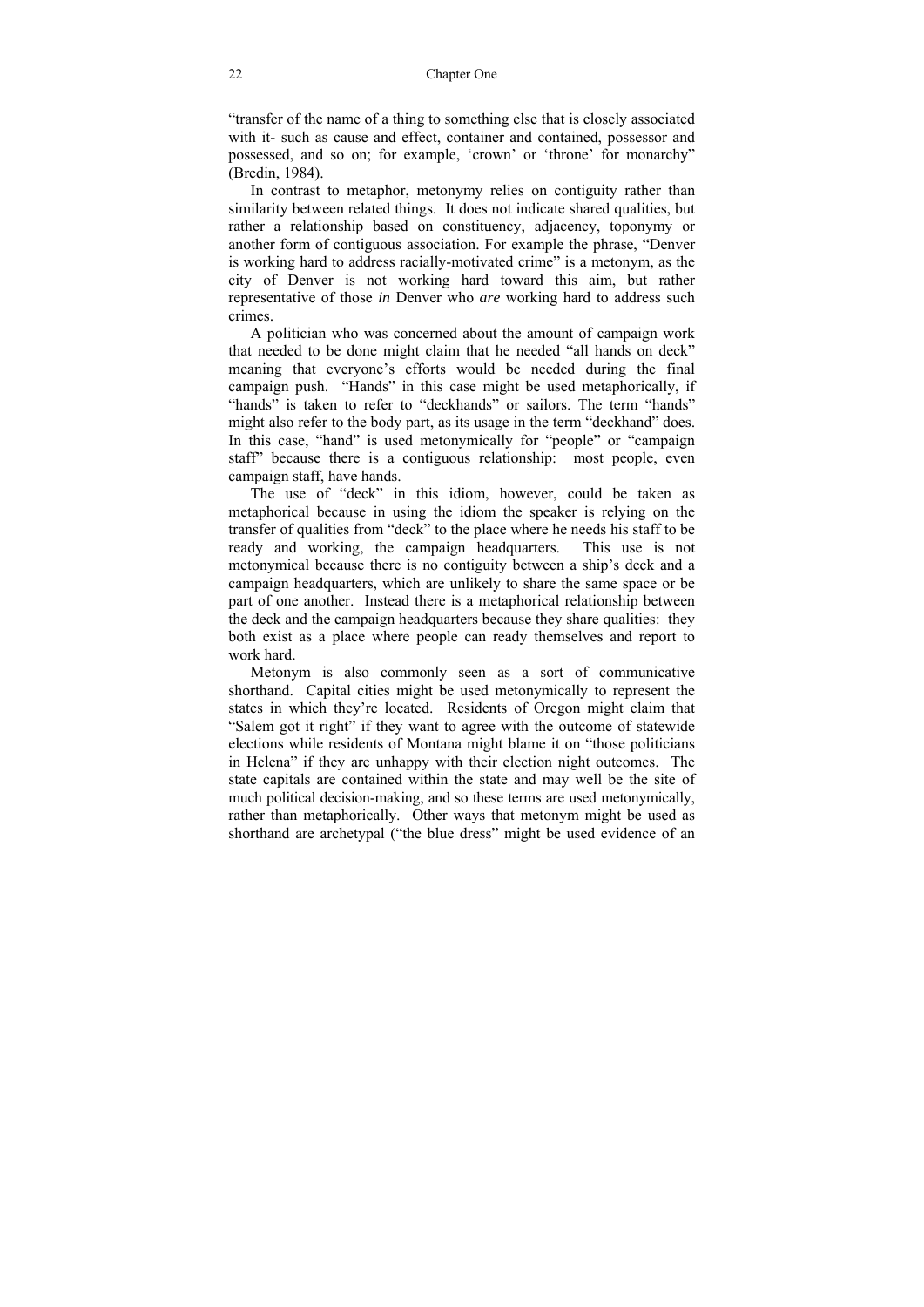"transfer of the name of a thing to something else that is closely associated with it- such as cause and effect, container and contained, possessor and possessed, and so on; for example, 'crown' or 'throne' for monarchy" (Bredin, 1984).

In contrast to metaphor, metonymy relies on contiguity rather than similarity between related things. It does not indicate shared qualities, but rather a relationship based on constituency, adjacency, toponymy or another form of contiguous association. For example the phrase, "Denver is working hard to address racially-motivated crime" is a metonym, as the city of Denver is not working hard toward this aim, but rather representative of those *in* Denver who *are* working hard to address such crimes.

A politician who was concerned about the amount of campaign work that needed to be done might claim that he needed "all hands on deck" meaning that everyone's efforts would be needed during the final campaign push. "Hands" in this case might be used metaphorically, if "hands" is taken to refer to "deckhands" or sailors. The term "hands" might also refer to the body part, as its usage in the term "deckhand" does. In this case, "hand" is used metonymically for "people" or "campaign staff" because there is a contiguous relationship: most people, even campaign staff, have hands.

The use of "deck" in this idiom, however, could be taken as metaphorical because in using the idiom the speaker is relying on the transfer of qualities from "deck" to the place where he needs his staff to be ready and working, the campaign headquarters. This use is not metonymical because there is no contiguity between a ship's deck and a campaign headquarters, which are unlikely to share the same space or be part of one another. Instead there is a metaphorical relationship between the deck and the campaign headquarters because they share qualities: they both exist as a place where people can ready themselves and report to work hard.

Metonym is also commonly seen as a sort of communicative shorthand. Capital cities might be used metonymically to represent the states in which they're located. Residents of Oregon might claim that "Salem got it right" if they want to agree with the outcome of statewide elections while residents of Montana might blame it on "those politicians in Helena" if they are unhappy with their election night outcomes. The state capitals are contained within the state and may well be the site of much political decision-making, and so these terms are used metonymically, rather than metaphorically. Other ways that metonym might be used as shorthand are archetypal ("the blue dress" might be used evidence of an